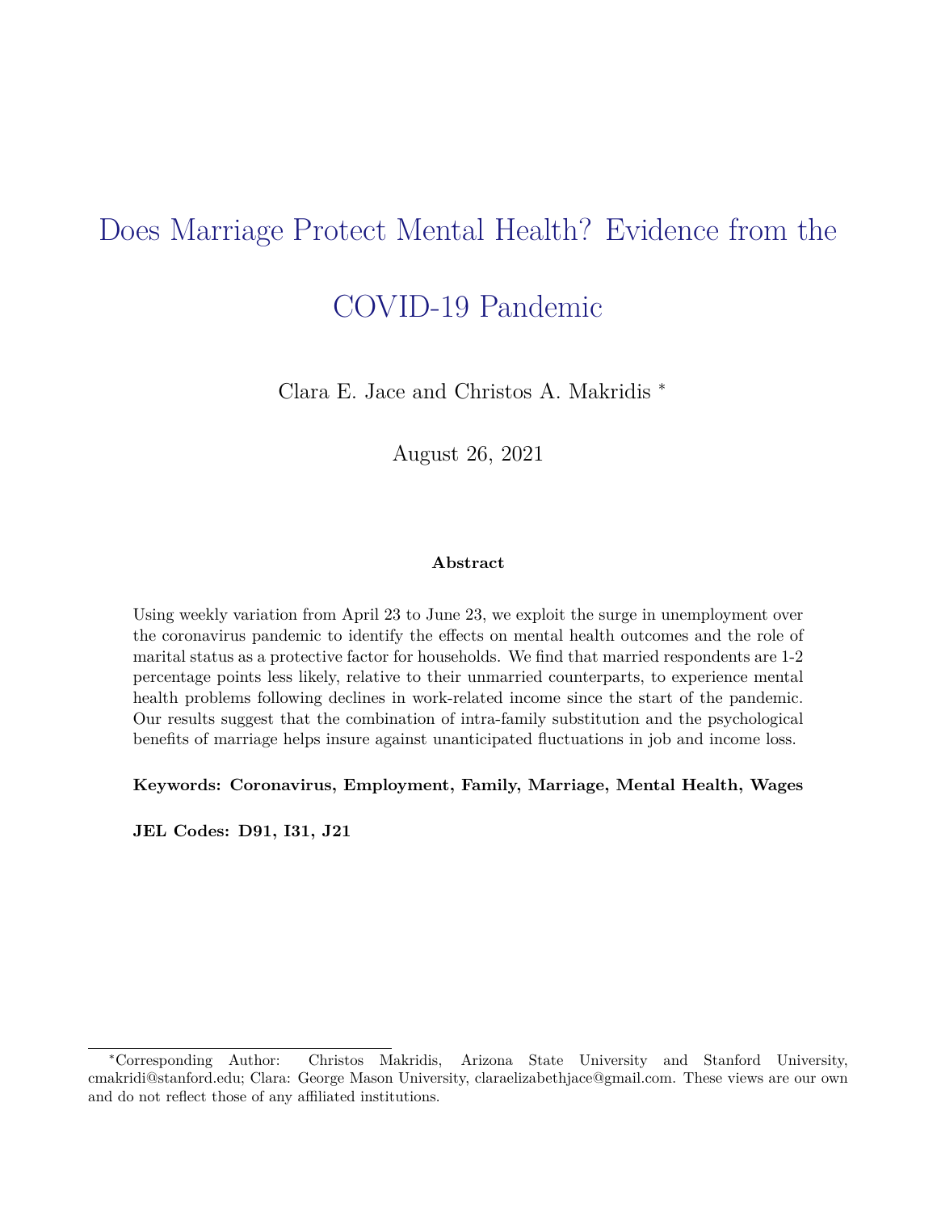# Does Marriage Protect Mental Health? Evidence from the COVID-19 Pandemic

Clara E. Jace and Christos A. Makridis *

August 26, 2021

**Abstract**

Using weekly variation from April 23 to June 23, we exploit the surge in unemployment over the coronavirus pandemic to identify the effects on mental health outcomes and the role of marital status as a protective factor for households. We find that married respondents are 1-2 percentage points less likely, relative to their unmarried counterparts, to experience mental health problems following declines in work-related income since the start of the pandemic. Our results suggest that the combination of intra-family substitution and the psychological benefits of marriage helps insure against unanticipated fluctuations in job and income loss.

**Keywords: Coronavirus, Employment, Family, Marriage, Mental Health, Wages**

**JEL Codes: D91, I31, J21**

---

*Corresponding Author: Christos Makridis, Arizona State University and Stanford University, cmakridi@stanford.edu; Clara: George Mason University, claraelizabethjace@gmail.com. These views are our own and do not reflect those of any affiliated institutions.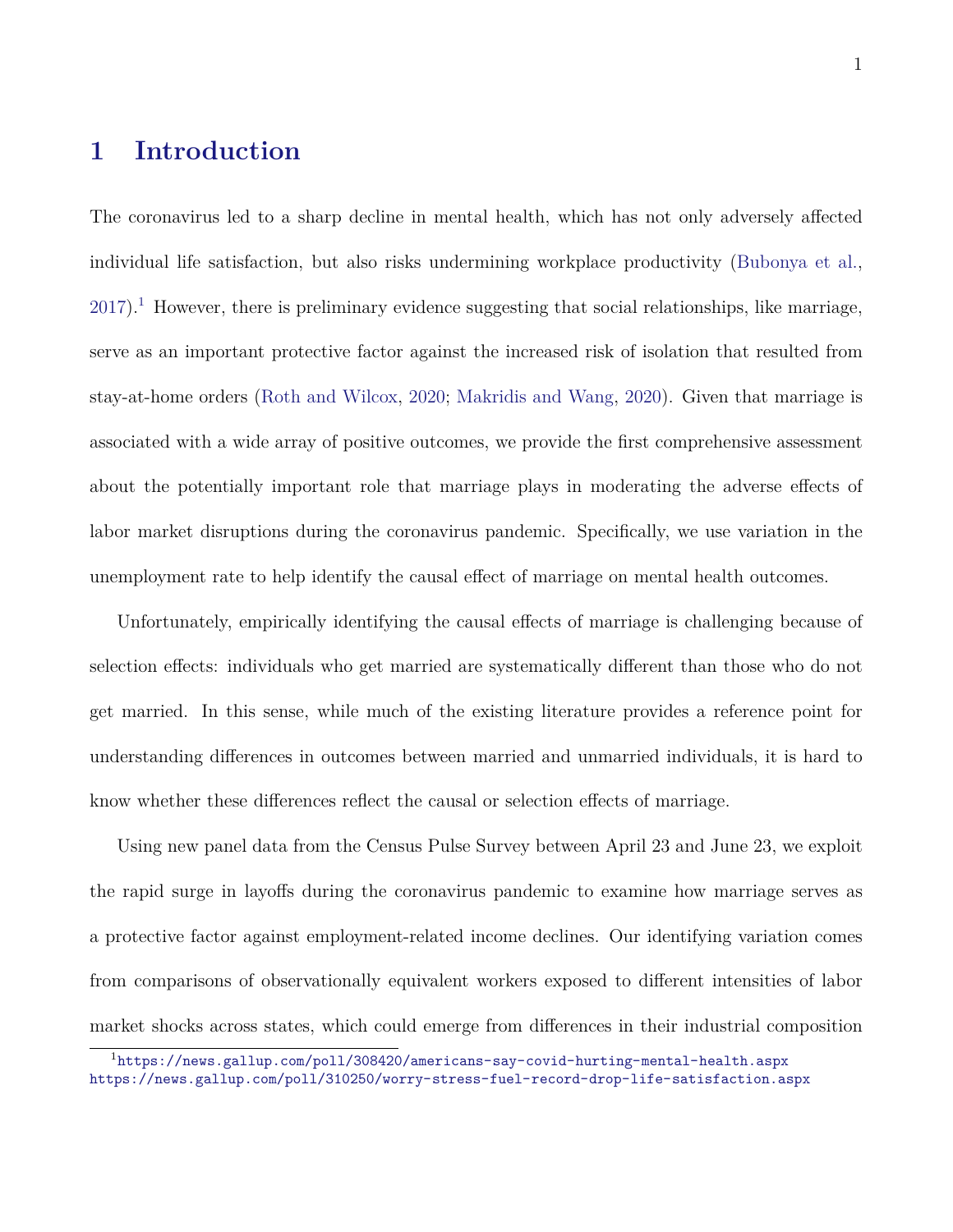# 1 Introduction

The coronavirus led to a sharp decline in mental health, which has not only adversely affected individual life satisfaction, but also risks undermining workplace productivity (Bubonya et al., 2017).[1] However, there is preliminary evidence suggesting that social relationships, like marriage, serve as an important protective factor against the increased risk of isolation that resulted from stay-at-home orders (Roth and Wilcox, 2020; Makridis and Wang, 2020). Given that marriage is associated with a wide array of positive outcomes, we provide the first comprehensive assessment about the potentially important role that marriage plays in moderating the adverse effects of labor market disruptions during the coronavirus pandemic. Specifically, we use variation in the unemployment rate to help identify the causal effect of marriage on mental health outcomes.

Unfortunately, empirically identifying the causal effects of marriage is challenging because of selection effects: individuals who get married are systematically different than those who do not get married. In this sense, while much of the existing literature provides a reference point for understanding differences in outcomes between married and unmarried individuals, it is hard to know whether these differences reflect the causal or selection effects of marriage.

Using new panel data from the Census Pulse Survey between April 23 and June 23, we exploit the rapid surge in layoffs during the coronavirus pandemic to examine how marriage serves as a protective factor against employment-related income declines. Our identifying variation comes from comparisons of observationally equivalent workers exposed to different intensities of labor market shocks across states, which could emerge from differences in their industrial composition

[1] https://news.gallup.com/poll/308420/americans-say-covid-hurting-mental-health.aspx
https://news.gallup.com/poll/310250/worry-stress-fuel-record-drop-life-satisfaction.aspx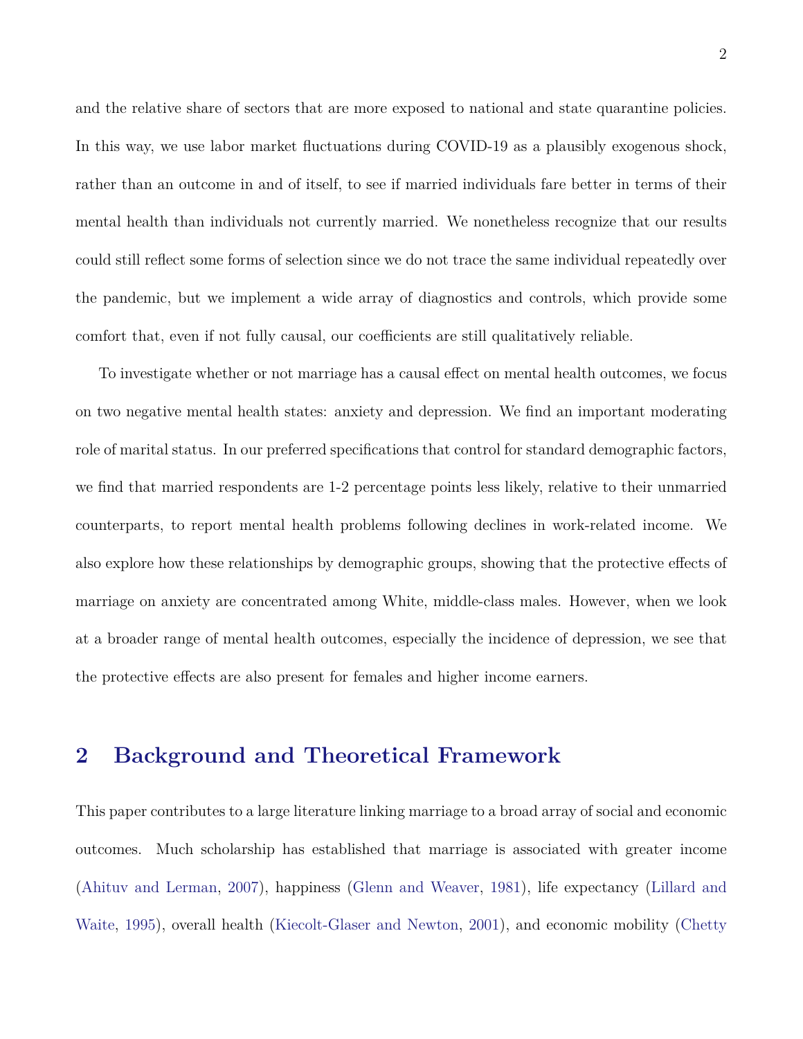and the relative share of sectors that are more exposed to national and state quarantine policies. In this way, we use labor market fluctuations during COVID-19 as a plausibly exogenous shock, rather than an outcome in and of itself, to see if married individuals fare better in terms of their mental health than individuals not currently married. We nonetheless recognize that our results could still reflect some forms of selection since we do not trace the same individual repeatedly over the pandemic, but we implement a wide array of diagnostics and controls, which provide some comfort that, even if not fully causal, our coefficients are still qualitatively reliable.

To investigate whether or not marriage has a causal effect on mental health outcomes, we focus on two negative mental health states: anxiety and depression. We find an important moderating role of marital status. In our preferred specifications that control for standard demographic factors, we find that married respondents are 1-2 percentage points less likely, relative to their unmarried counterparts, to report mental health problems following declines in work-related income. We also explore how these relationships by demographic groups, showing that the protective effects of marriage on anxiety are concentrated among White, middle-class males. However, when we look at a broader range of mental health outcomes, especially the incidence of depression, we see that the protective effects are also present for females and higher income earners.

## 2 Background and Theoretical Framework

This paper contributes to a large literature linking marriage to a broad array of social and economic outcomes. Much scholarship has established that marriage is associated with greater income (Ahituv and Lerman, 2007), happiness (Glenn and Weaver, 1981), life expectancy (Lillard and Waite, 1995), overall health (Kiecolt-Glaser and Newton, 2001), and economic mobility (Chetty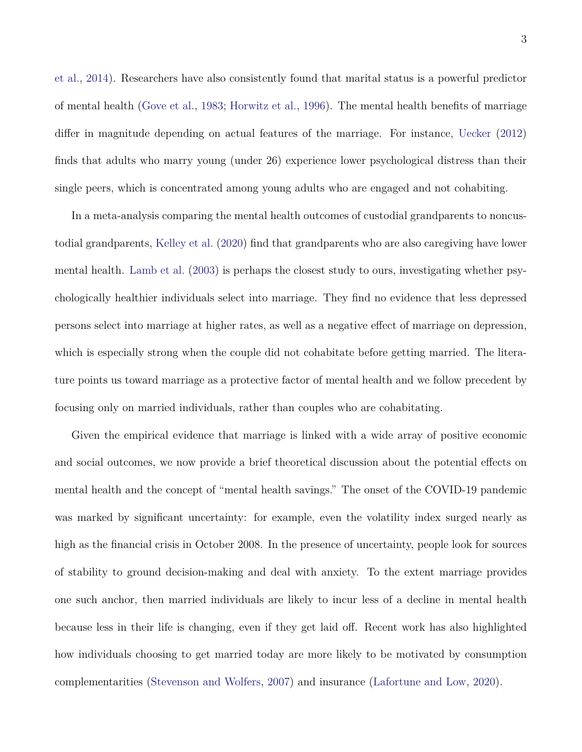et al., 2014). Researchers have also consistently found that marital status is a powerful predictor of mental health (Gove et al., 1983; Horwitz et al., 1996). The mental health benefits of marriage differ in magnitude depending on actual features of the marriage. For instance, Uecker (2012) finds that adults who marry young (under 26) experience lower psychological distress than their single peers, which is concentrated among young adults who are engaged and not cohabiting.

In a meta-analysis comparing the mental health outcomes of custodial grandparents to noncustodial grandparents, Kelley et al. (2020) find that grandparents who are also caregiving have lower mental health. Lamb et al. (2003) is perhaps the closest study to ours, investigating whether psychologically healthier individuals select into marriage. They find no evidence that less depressed persons select into marriage at higher rates, as well as a negative effect of marriage on depression, which is especially strong when the couple did not cohabitate before getting married. The literature points us toward marriage as a protective factor of mental health and we follow precedent by focusing only on married individuals, rather than couples who are cohabitating.

Given the empirical evidence that marriage is linked with a wide array of positive economic and social outcomes, we now provide a brief theoretical discussion about the potential effects on mental health and the concept of "mental health savings." The onset of the COVID-19 pandemic was marked by significant uncertainty: for example, even the volatility index surged nearly as high as the financial crisis in October 2008. In the presence of uncertainty, people look for sources of stability to ground decision-making and deal with anxiety. To the extent marriage provides one such anchor, then married individuals are likely to incur less of a decline in mental health because less in their life is changing, even if they get laid off. Recent work has also highlighted how individuals choosing to get married today are more likely to be motivated by consumption complementarities (Stevenson and Wolfers, 2007) and insurance (Lafortune and Low, 2020).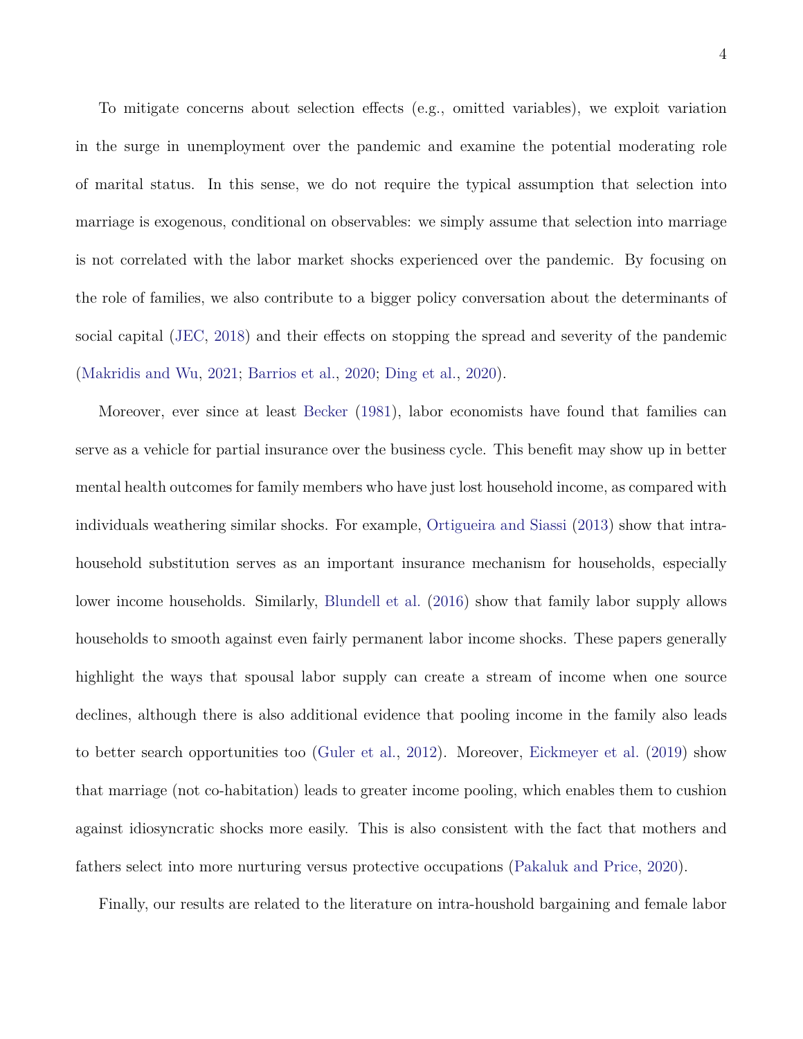To mitigate concerns about selection effects (e.g., omitted variables), we exploit variation in the surge in unemployment over the pandemic and examine the potential moderating role of marital status. In this sense, we do not require the typical assumption that selection into marriage is exogenous, conditional on observables: we simply assume that selection into marriage is not correlated with the labor market shocks experienced over the pandemic. By focusing on the role of families, we also contribute to a bigger policy conversation about the determinants of social capital (JEC, 2018) and their effects on stopping the spread and severity of the pandemic (Makridis and Wu, 2021; Barrios et al., 2020; Ding et al., 2020).

Moreover, ever since at least Becker (1981), labor economists have found that families can serve as a vehicle for partial insurance over the business cycle. This benefit may show up in better mental health outcomes for family members who have just lost household income, as compared with individuals weathering similar shocks. For example, Ortigueira and Siassi (2013) show that intra-household substitution serves as an important insurance mechanism for households, especially lower income households. Similarly, Blundell et al. (2016) show that family labor supply allows households to smooth against even fairly permanent labor income shocks. These papers generally highlight the ways that spousal labor supply can create a stream of income when one source declines, although there is also additional evidence that pooling income in the family also leads to better search opportunities too (Guler et al., 2012). Moreover, Eickmeyer et al. (2019) show that marriage (not co-habitation) leads to greater income pooling, which enables them to cushion against idiosyncratic shocks more easily. This is also consistent with the fact that mothers and fathers select into more nurturing versus protective occupations (Pakaluk and Price, 2020).

Finally, our results are related to the literature on intra-houshold bargaining and female labor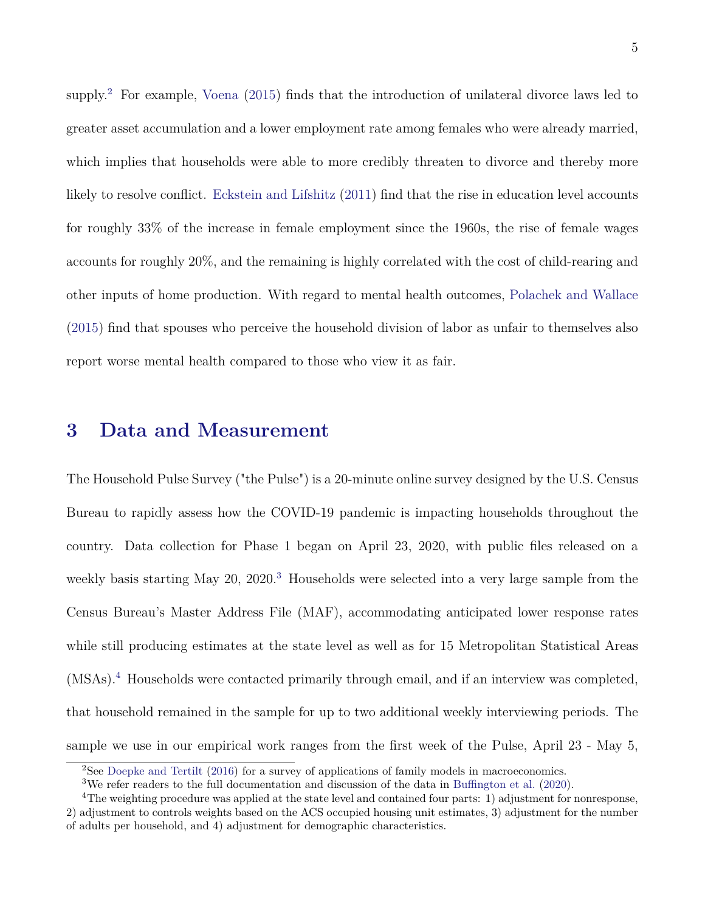supply.[2] For example, Voena (2015) finds that the introduction of unilateral divorce laws led to greater asset accumulation and a lower employment rate among females who were already married, which implies that households were able to more credibly threaten to divorce and thereby more likely to resolve conflict. Eckstein and Lifshitz (2011) find that the rise in education level accounts for roughly 33% of the increase in female employment since the 1960s, the rise of female wages accounts for roughly 20%, and the remaining is highly correlated with the cost of child-rearing and other inputs of home production. With regard to mental health outcomes, Polachek and Wallace (2015) find that spouses who perceive the household division of labor as unfair to themselves also report worse mental health compared to those who view it as fair.

# 3 Data and Measurement

The Household Pulse Survey ("the Pulse") is a 20-minute online survey designed by the U.S. Census Bureau to rapidly assess how the COVID-19 pandemic is impacting households throughout the country. Data collection for Phase 1 began on April 23, 2020, with public files released on a weekly basis starting May 20, 2020.[3] Households were selected into a very large sample from the Census Bureau's Master Address File (MAF), accommodating anticipated lower response rates while still producing estimates at the state level as well as for 15 Metropolitan Statistical Areas (MSAs).[4] Households were contacted primarily through email, and if an interview was completed, that household remained in the sample for up to two additional weekly interviewing periods. The sample we use in our empirical work ranges from the first week of the Pulse, April 23 - May 5,

[2] See Doepke and Tertilt (2016) for a survey of applications of family models in macroeconomics.

[3] We refer readers to the full documentation and discussion of the data in Buffington et al. (2020).

[4] The weighting procedure was applied at the state level and contained four parts: 1) adjustment for nonresponse, 2) adjustment to controls weights based on the ACS occupied housing unit estimates, 3) adjustment for the number of adults per household, and 4) adjustment for demographic characteristics.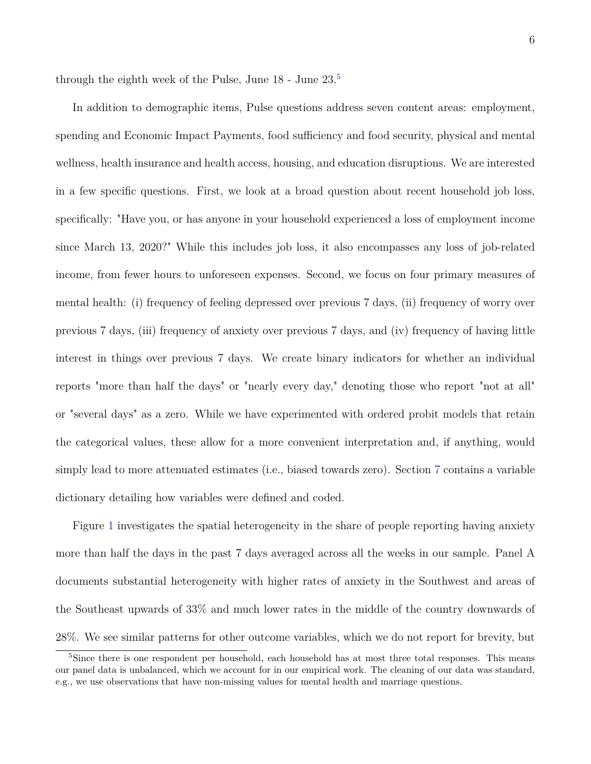through the eighth week of the Pulse, June 18 - June 23.[5]

In addition to demographic items, Pulse questions address seven content areas: employment, spending and Economic Impact Payments, food sufficiency and food security, physical and mental wellness, health insurance and health access, housing, and education disruptions. We are interested in a few specific questions. First, we look at a broad question about recent household job loss, specifically: "Have you, or has anyone in your household experienced a loss of employment income since March 13, 2020?" While this includes job loss, it also encompasses any loss of job-related income, from fewer hours to unforeseen expenses. Second, we focus on four primary measures of mental health: (i) frequency of feeling depressed over previous 7 days, (ii) frequency of worry over previous 7 days, (iii) frequency of anxiety over previous 7 days, and (iv) frequency of having little interest in things over previous 7 days. We create binary indicators for whether an individual reports "more than half the days" or "nearly every day," denoting those who report "not at all" or "several days" as a zero. While we have experimented with ordered probit models that retain the categorical values, these allow for a more convenient interpretation and, if anything, would simply lead to more attenuated estimates (i.e., biased towards zero). Section 7 contains a variable dictionary detailing how variables were defined and coded.

Figure 1 investigates the spatial heterogeneity in the share of people reporting having anxiety more than half the days in the past 7 days averaged across all the weeks in our sample. Panel A documents substantial heterogeneity with higher rates of anxiety in the Southwest and areas of the Southeast upwards of 33% and much lower rates in the middle of the country downwards of 28%. We see similar patterns for other outcome variables, which we do not report for brevity, but

[5] Since there is one respondent per household, each household has at most three total responses. This means our panel data is unbalanced, which we account for in our empirical work. The cleaning of our data was standard, e.g., we use observations that have non-missing values for mental health and marriage questions.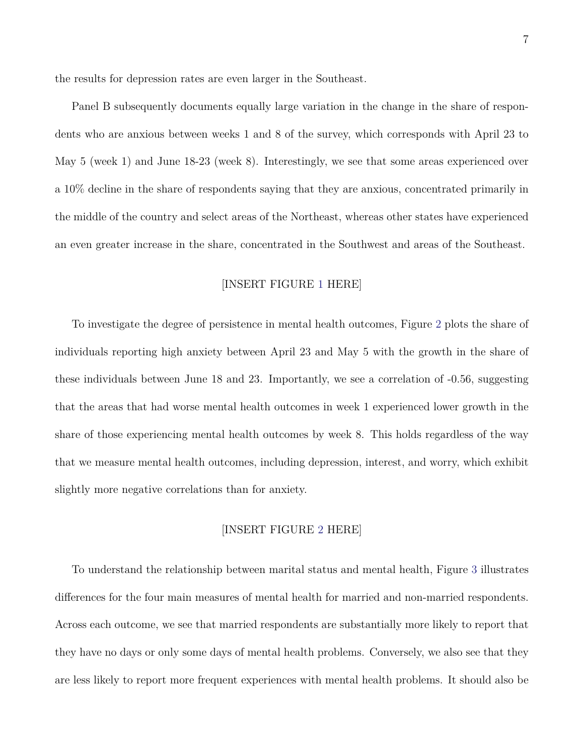the results for depression rates are even larger in the Southeast.

Panel B subsequently documents equally large variation in the change in the share of respondents who are anxious between weeks 1 and 8 of the survey, which corresponds with April 23 to May 5 (week 1) and June 18-23 (week 8). Interestingly, we see that some areas experienced over a 10% decline in the share of respondents saying that they are anxious, concentrated primarily in the middle of the country and select areas of the Northeast, whereas other states have experienced an even greater increase in the share, concentrated in the Southwest and areas of the Southeast.

[INSERT FIGURE 1 HERE]

To investigate the degree of persistence in mental health outcomes, Figure 2 plots the share of individuals reporting high anxiety between April 23 and May 5 with the growth in the share of these individuals between June 18 and 23. Importantly, we see a correlation of -0.56, suggesting that the areas that had worse mental health outcomes in week 1 experienced lower growth in the share of those experiencing mental health outcomes by week 8. This holds regardless of the way that we measure mental health outcomes, including depression, interest, and worry, which exhibit slightly more negative correlations than for anxiety.

[INSERT FIGURE 2 HERE]

To understand the relationship between marital status and mental health, Figure 3 illustrates differences for the four main measures of mental health for married and non-married respondents. Across each outcome, we see that married respondents are substantially more likely to report that they have no days or only some days of mental health problems. Conversely, we also see that they are less likely to report more frequent experiences with mental health problems. It should also be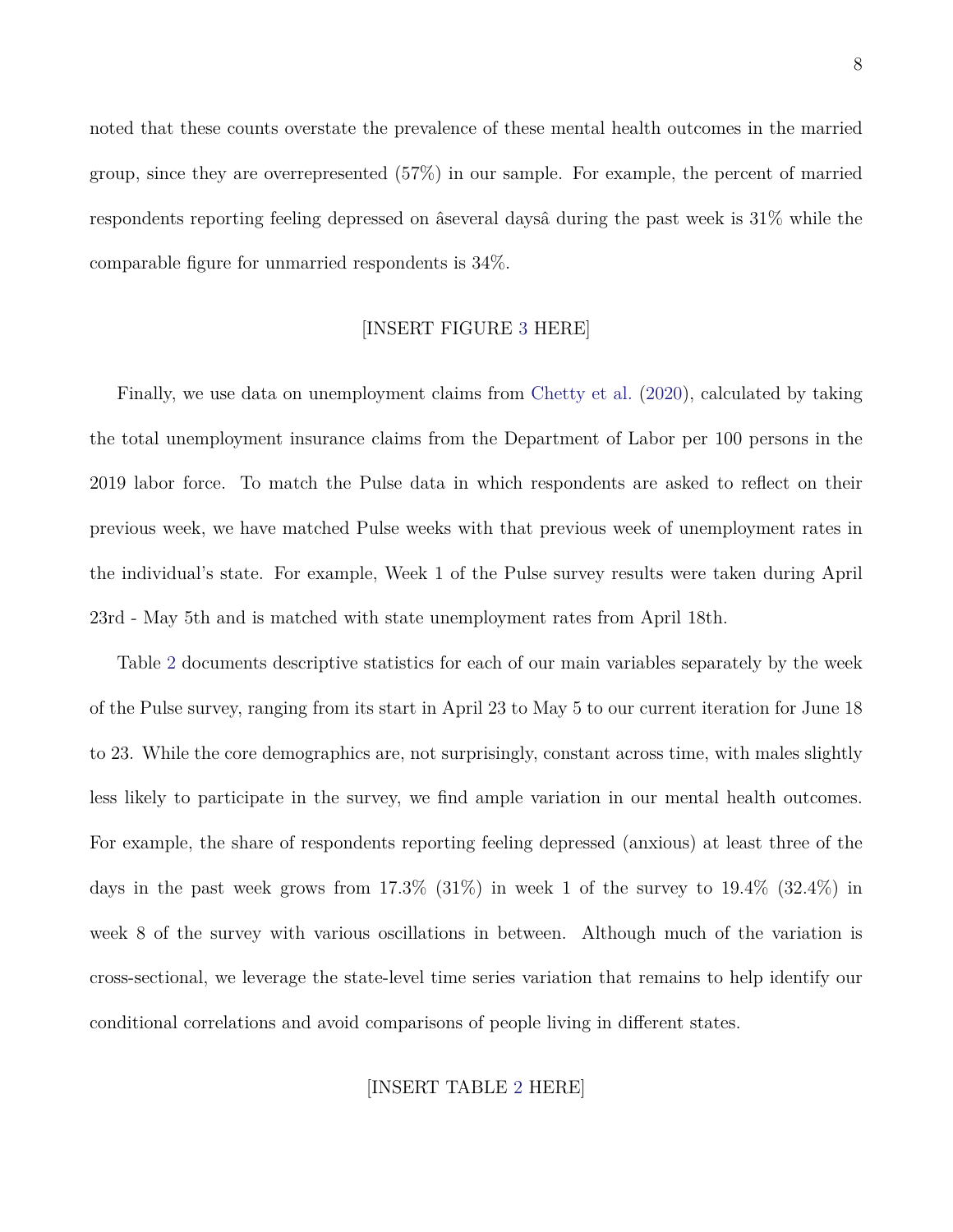noted that these counts overstate the prevalence of these mental health outcomes in the married group, since they are overrepresented (57%) in our sample. For example, the percent of married respondents reporting feeling depressed on âseveral daysâ during the past week is 31% while the comparable figure for unmarried respondents is 34%.

[INSERT FIGURE 3 HERE]

Finally, we use data on unemployment claims from Chetty et al. (2020), calculated by taking the total unemployment insurance claims from the Department of Labor per 100 persons in the 2019 labor force. To match the Pulse data in which respondents are asked to reflect on their previous week, we have matched Pulse weeks with that previous week of unemployment rates in the individual's state. For example, Week 1 of the Pulse survey results were taken during April 23rd - May 5th and is matched with state unemployment rates from April 18th.

Table 2 documents descriptive statistics for each of our main variables separately by the week of the Pulse survey, ranging from its start in April 23 to May 5 to our current iteration for June 18 to 23. While the core demographics are, not surprisingly, constant across time, with males slightly less likely to participate in the survey, we find ample variation in our mental health outcomes. For example, the share of respondents reporting feeling depressed (anxious) at least three of the days in the past week grows from 17.3% (31%) in week 1 of the survey to 19.4% (32.4%) in week 8 of the survey with various oscillations in between. Although much of the variation is cross-sectional, we leverage the state-level time series variation that remains to help identify our conditional correlations and avoid comparisons of people living in different states.

[INSERT TABLE 2 HERE]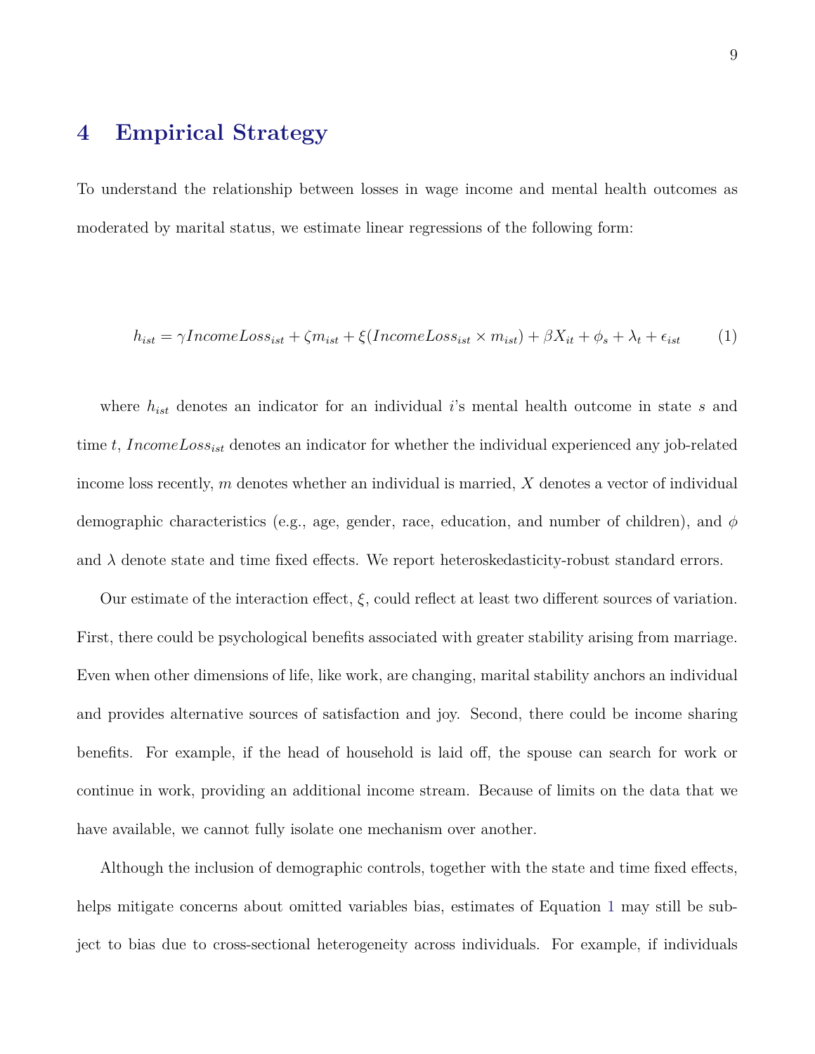## 4 Empirical Strategy

To understand the relationship between losses in wage income and mental health outcomes as moderated by marital status, we estimate linear regressions of the following form:

$$h_{ist} = \gamma IncomeLoss_{ist} + \zeta m_{ist} + \xi(IncomeLoss_{ist} \times m_{ist}) + \beta X_{it} + \phi_s + \lambda_t + \epsilon_{ist} \tag{1}$$

where $h_{ist}$ denotes an indicator for an individual $i$'s mental health outcome in state $s$ and time $t$, $IncomeLoss_{ist}$ denotes an indicator for whether the individual experienced any job-related income loss recently, $m$ denotes whether an individual is married, $X$ denotes a vector of individual demographic characteristics (e.g., age, gender, race, education, and number of children), and $\phi$ and $\lambda$ denote state and time fixed effects. We report heteroskedasticity-robust standard errors.

Our estimate of the interaction effect, $\xi$, could reflect at least two different sources of variation. First, there could be psychological benefits associated with greater stability arising from marriage. Even when other dimensions of life, like work, are changing, marital stability anchors an individual and provides alternative sources of satisfaction and joy. Second, there could be income sharing benefits. For example, if the head of household is laid off, the spouse can search for work or continue in work, providing an additional income stream. Because of limits on the data that we have available, we cannot fully isolate one mechanism over another.

Although the inclusion of demographic controls, together with the state and time fixed effects, helps mitigate concerns about omitted variables bias, estimates of Equation 1 may still be subject to bias due to cross-sectional heterogeneity across individuals. For example, if individuals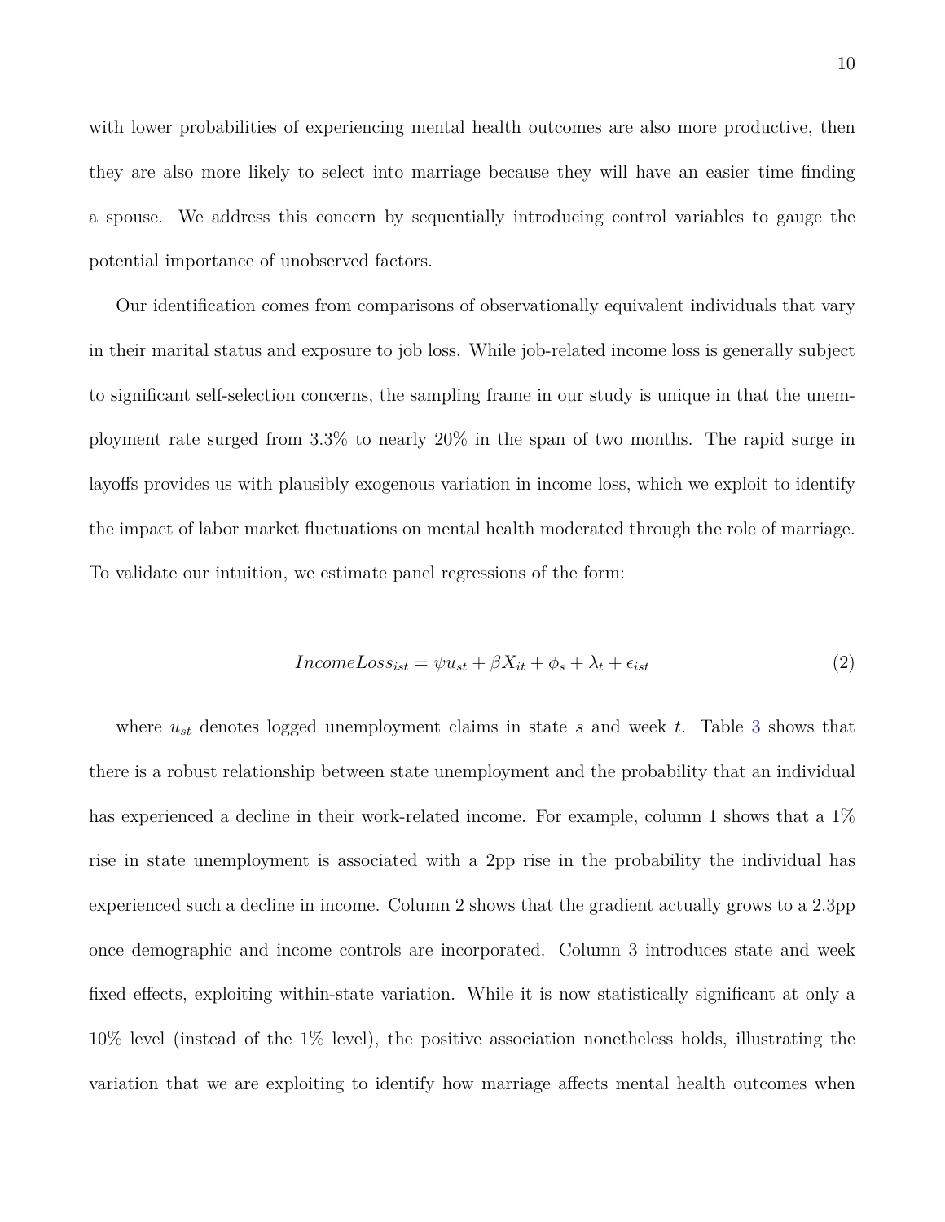with lower probabilities of experiencing mental health outcomes are also more productive, then they are also more likely to select into marriage because they will have an easier time finding a spouse. We address this concern by sequentially introducing control variables to gauge the potential importance of unobserved factors.

Our identification comes from comparisons of observationally equivalent individuals that vary in their marital status and exposure to job loss. While job-related income loss is generally subject to significant self-selection concerns, the sampling frame in our study is unique in that the unemployment rate surged from 3.3% to nearly 20% in the span of two months. The rapid surge in layoffs provides us with plausibly exogenous variation in income loss, which we exploit to identify the impact of labor market fluctuations on mental health moderated through the role of marriage. To validate our intuition, we estimate panel regressions of the form:

$$IncomeLoss_{ist} = \psi u_{st} + \beta X_{it} + \phi_s + \lambda_t + \epsilon_{ist} \tag{2}$$

where $u_{st}$ denotes logged unemployment claims in state $s$ and week $t$. Table 3 shows that there is a robust relationship between state unemployment and the probability that an individual has experienced a decline in their work-related income. For example, column 1 shows that a 1% rise in state unemployment is associated with a 2pp rise in the probability the individual has experienced such a decline in income. Column 2 shows that the gradient actually grows to a 2.3pp once demographic and income controls are incorporated. Column 3 introduces state and week fixed effects, exploiting within-state variation. While it is now statistically significant at only a 10% level (instead of the 1% level), the positive association nonetheless holds, illustrating the variation that we are exploiting to identify how marriage affects mental health outcomes when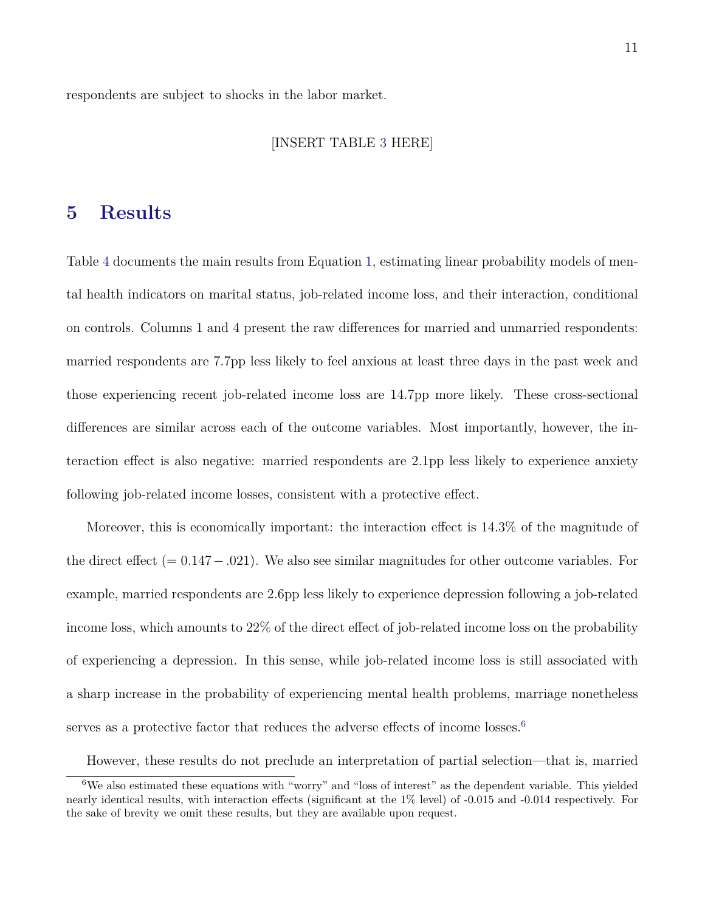respondents are subject to shocks in the labor market.

[INSERT TABLE 3 HERE]

# 5 Results

Table 4 documents the main results from Equation 1, estimating linear probability models of mental health indicators on marital status, job-related income loss, and their interaction, conditional on controls. Columns 1 and 4 present the raw differences for married and unmarried respondents: married respondents are 7.7pp less likely to feel anxious at least three days in the past week and those experiencing recent job-related income loss are 14.7pp more likely. These cross-sectional differences are similar across each of the outcome variables. Most importantly, however, the interaction effect is also negative: married respondents are 2.1pp less likely to experience anxiety following job-related income losses, consistent with a protective effect.

Moreover, this is economically important: the interaction effect is 14.3% of the magnitude of the direct effect ($= 0.147 - .021$). We also see similar magnitudes for other outcome variables. For example, married respondents are 2.6pp less likely to experience depression following a job-related income loss, which amounts to 22% of the direct effect of job-related income loss on the probability of experiencing a depression. In this sense, while job-related income loss is still associated with a sharp increase in the probability of experiencing mental health problems, marriage nonetheless serves as a protective factor that reduces the adverse effects of income losses.[6]

However, these results do not preclude an interpretation of partial selection—that is, married

[6] We also estimated these equations with "worry" and "loss of interest" as the dependent variable. This yielded nearly identical results, with interaction effects (significant at the 1% level) of -0.015 and -0.014 respectively. For the sake of brevity we omit these results, but they are available upon request.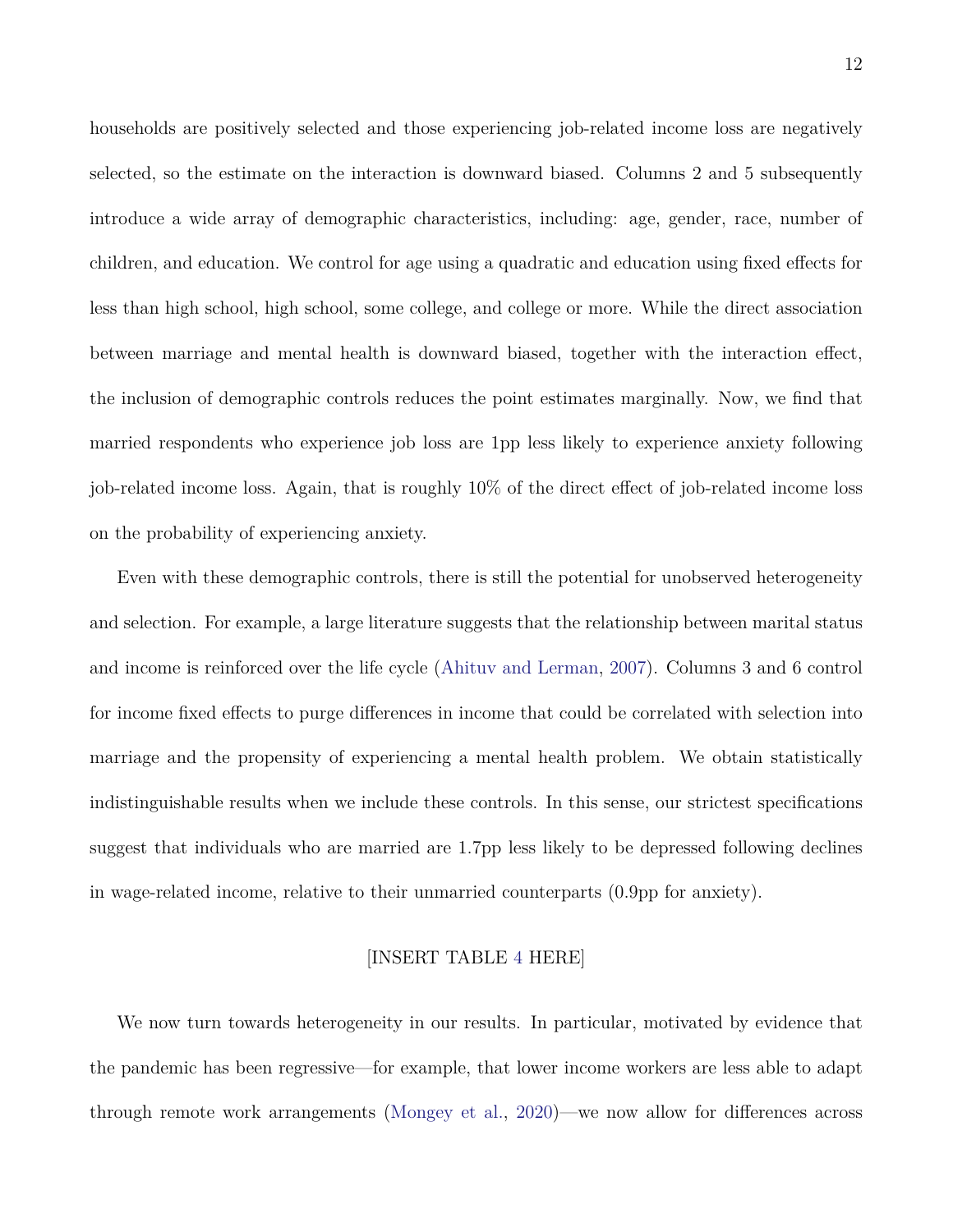households are positively selected and those experiencing job-related income loss are negatively selected, so the estimate on the interaction is downward biased. Columns 2 and 5 subsequently introduce a wide array of demographic characteristics, including: age, gender, race, number of children, and education. We control for age using a quadratic and education using fixed effects for less than high school, high school, some college, and college or more. While the direct association between marriage and mental health is downward biased, together with the interaction effect, the inclusion of demographic controls reduces the point estimates marginally. Now, we find that married respondents who experience job loss are 1pp less likely to experience anxiety following job-related income loss. Again, that is roughly 10% of the direct effect of job-related income loss on the probability of experiencing anxiety.

Even with these demographic controls, there is still the potential for unobserved heterogeneity and selection. For example, a large literature suggests that the relationship between marital status and income is reinforced over the life cycle (Ahituv and Lerman, 2007). Columns 3 and 6 control for income fixed effects to purge differences in income that could be correlated with selection into marriage and the propensity of experiencing a mental health problem. We obtain statistically indistinguishable results when we include these controls. In this sense, our strictest specifications suggest that individuals who are married are 1.7pp less likely to be depressed following declines in wage-related income, relative to their unmarried counterparts (0.9pp for anxiety).

[INSERT TABLE 4 HERE]

We now turn towards heterogeneity in our results. In particular, motivated by evidence that the pandemic has been regressive—for example, that lower income workers are less able to adapt through remote work arrangements (Mongey et al., 2020)—we now allow for differences across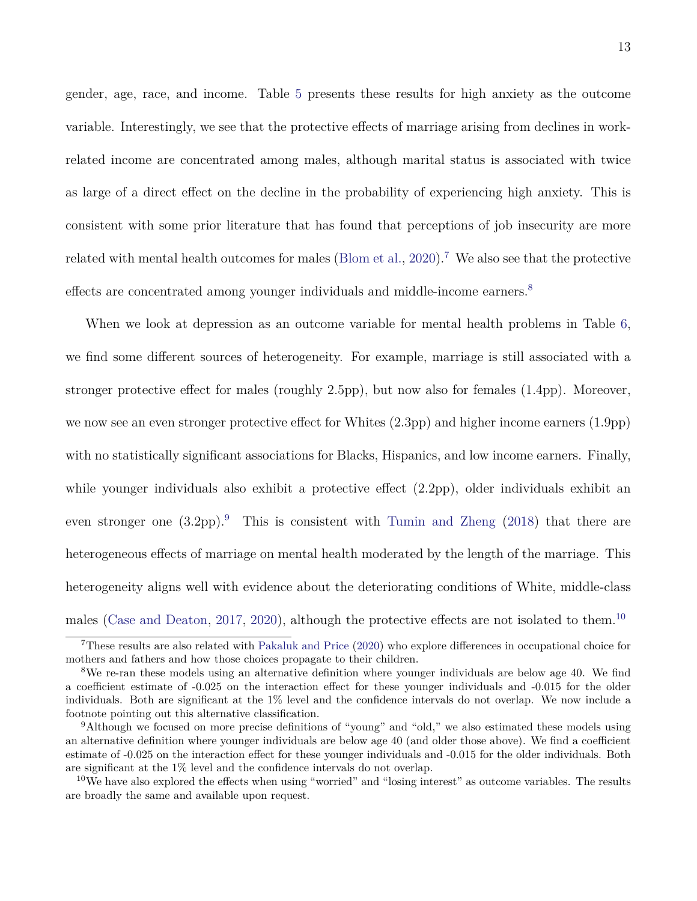gender, age, race, and income. Table 5 presents these results for high anxiety as the outcome variable. Interestingly, we see that the protective effects of marriage arising from declines in work-related income are concentrated among males, although marital status is associated with twice as large of a direct effect on the decline in the probability of experiencing high anxiety. This is consistent with some prior literature that has found that perceptions of job insecurity are more related with mental health outcomes for males (Blom et al., 2020).[7] We also see that the protective effects are concentrated among younger individuals and middle-income earners.[8]

When we look at depression as an outcome variable for mental health problems in Table 6, we find some different sources of heterogeneity. For example, marriage is still associated with a stronger protective effect for males (roughly 2.5pp), but now also for females (1.4pp). Moreover, we now see an even stronger protective effect for Whites (2.3pp) and higher income earners (1.9pp) with no statistically significant associations for Blacks, Hispanics, and low income earners. Finally, while younger individuals also exhibit a protective effect (2.2pp), older individuals exhibit an even stronger one (3.2pp).[9] This is consistent with Tumin and Zheng (2018) that there are heterogeneous effects of marriage on mental health moderated by the length of the marriage. This heterogeneity aligns well with evidence about the deteriorating conditions of White, middle-class males (Case and Deaton, 2017, 2020), although the protective effects are not isolated to them.[10]

[7] These results are also related with Pakaluk and Price (2020) who explore differences in occupational choice for mothers and fathers and how those choices propagate to their children.

[8] We re-ran these models using an alternative definition where younger individuals are below age 40. We find a coefficient estimate of -0.025 on the interaction effect for these younger individuals and -0.015 for the older individuals. Both are significant at the 1% level and the confidence intervals do not overlap. We now include a footnote pointing out this alternative classification.

[9] Although we focused on more precise definitions of "young" and "old," we also estimated these models using an alternative definition where younger individuals are below age 40 (and older those above). We find a coefficient estimate of -0.025 on the interaction effect for these younger individuals and -0.015 for the older individuals. Both are significant at the 1% level and the confidence intervals do not overlap.

[10] We have also explored the effects when using "worried" and "losing interest" as outcome variables. The results are broadly the same and available upon request.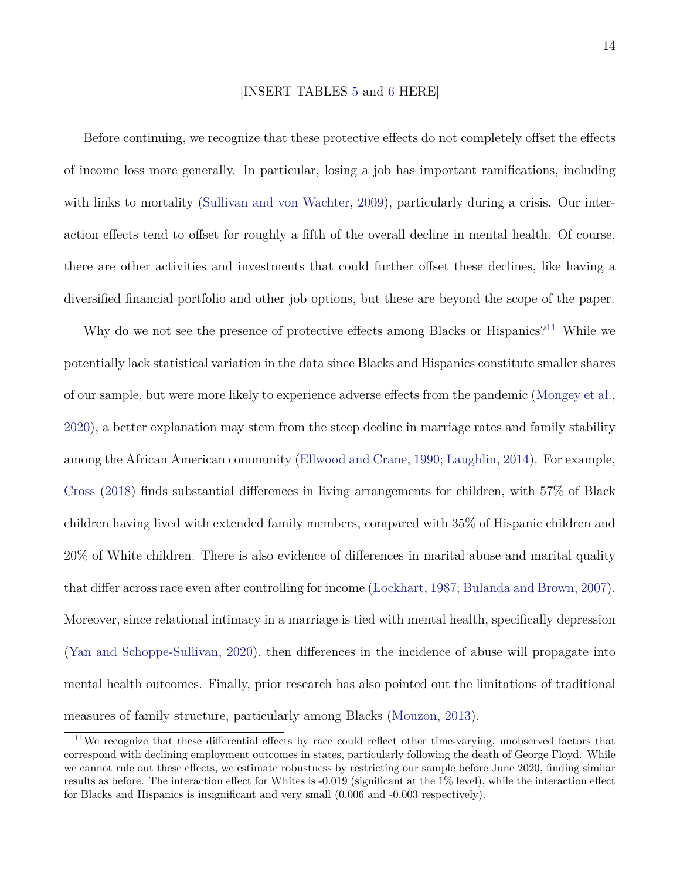[INSERT TABLES 5 and 6 HERE]

Before continuing, we recognize that these protective effects do not completely offset the effects of income loss more generally. In particular, losing a job has important ramifications, including with links to mortality (Sullivan and von Wachter, 2009), particularly during a crisis. Our interaction effects tend to offset for roughly a fifth of the overall decline in mental health. Of course, there are other activities and investments that could further offset these declines, like having a diversified financial portfolio and other job options, but these are beyond the scope of the paper.

Why do we not see the presence of protective effects among Blacks or Hispanics?[11] While we potentially lack statistical variation in the data since Blacks and Hispanics constitute smaller shares of our sample, but were more likely to experience adverse effects from the pandemic (Mongey et al., 2020), a better explanation may stem from the steep decline in marriage rates and family stability among the African American community (Ellwood and Crane, 1990; Laughlin, 2014). For example, Cross (2018) finds substantial differences in living arrangements for children, with 57% of Black children having lived with extended family members, compared with 35% of Hispanic children and 20% of White children. There is also evidence of differences in marital abuse and marital quality that differ across race even after controlling for income (Lockhart, 1987; Bulanda and Brown, 2007). Moreover, since relational intimacy in a marriage is tied with mental health, specifically depression (Yan and Schoppe-Sullivan, 2020), then differences in the incidence of abuse will propagate into mental health outcomes. Finally, prior research has also pointed out the limitations of traditional measures of family structure, particularly among Blacks (Mouzon, 2013).

[11] We recognize that these differential effects by race could reflect other time-varying, unobserved factors that correspond with declining employment outcomes in states, particularly following the death of George Floyd. While we cannot rule out these effects, we estimate robustness by restricting our sample before June 2020, finding similar results as before. The interaction effect for Whites is -0.019 (significant at the 1% level), while the interaction effect for Blacks and Hispanics is insignificant and very small (0.006 and -0.003 respectively).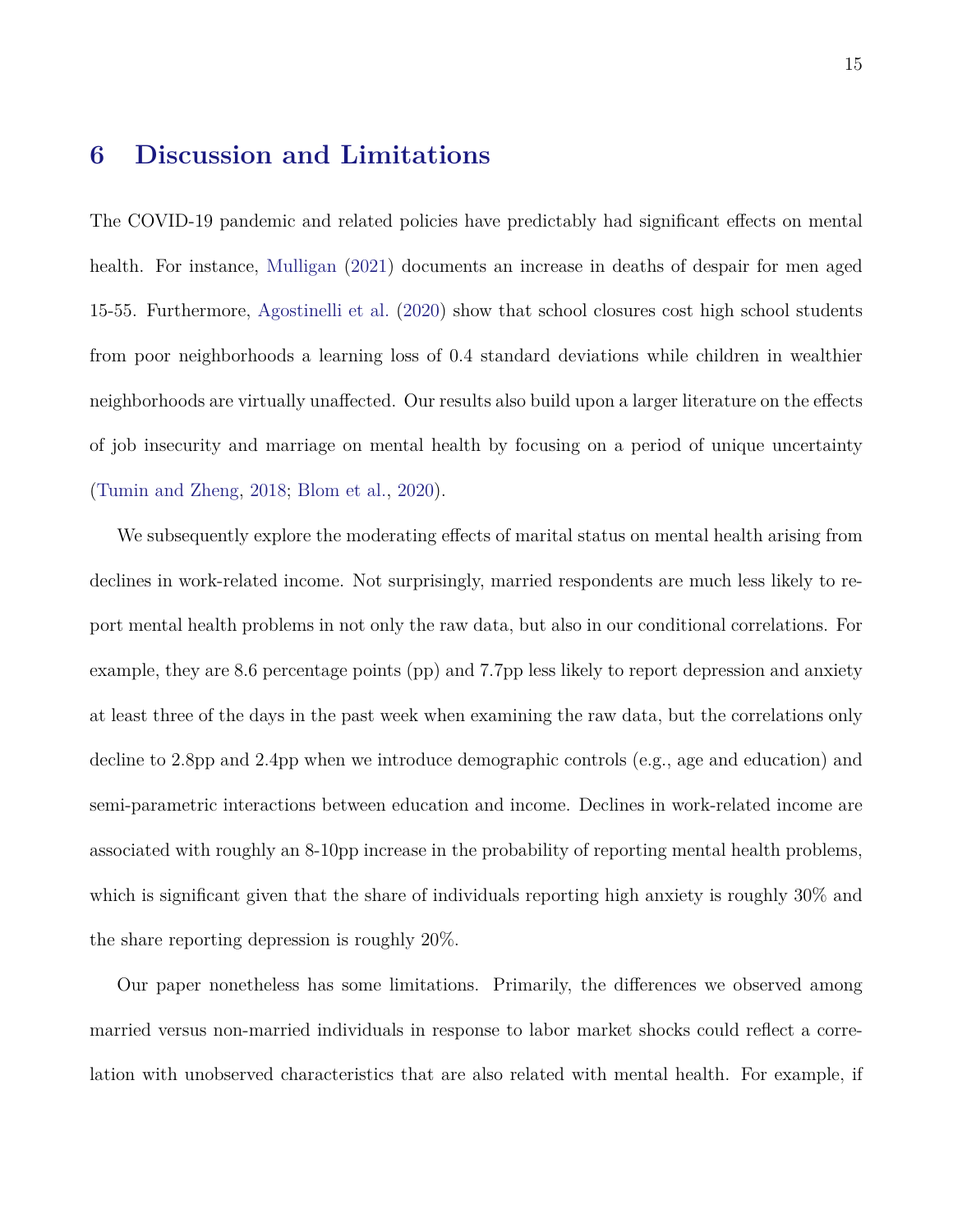## 6 Discussion and Limitations

The COVID-19 pandemic and related policies have predictably had significant effects on mental health. For instance, Mulligan (2021) documents an increase in deaths of despair for men aged 15-55. Furthermore, Agostinelli et al. (2020) show that school closures cost high school students from poor neighborhoods a learning loss of 0.4 standard deviations while children in wealthier neighborhoods are virtually unaffected. Our results also build upon a larger literature on the effects of job insecurity and marriage on mental health by focusing on a period of unique uncertainty (Tumin and Zheng, 2018; Blom et al., 2020).

We subsequently explore the moderating effects of marital status on mental health arising from declines in work-related income. Not surprisingly, married respondents are much less likely to report mental health problems in not only the raw data, but also in our conditional correlations. For example, they are 8.6 percentage points (pp) and 7.7pp less likely to report depression and anxiety at least three of the days in the past week when examining the raw data, but the correlations only decline to 2.8pp and 2.4pp when we introduce demographic controls (e.g., age and education) and semi-parametric interactions between education and income. Declines in work-related income are associated with roughly an 8-10pp increase in the probability of reporting mental health problems, which is significant given that the share of individuals reporting high anxiety is roughly 30% and the share reporting depression is roughly 20%.

Our paper nonetheless has some limitations. Primarily, the differences we observed among married versus non-married individuals in response to labor market shocks could reflect a correlation with unobserved characteristics that are also related with mental health. For example, if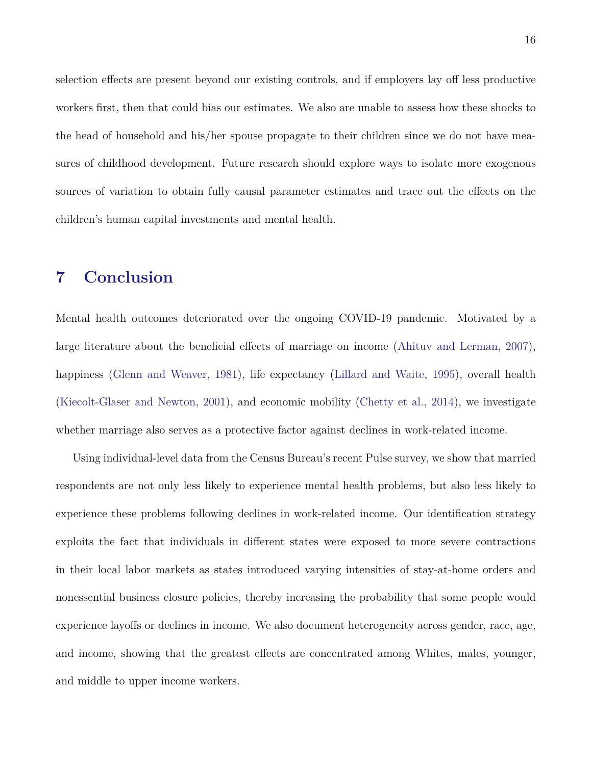selection effects are present beyond our existing controls, and if employers lay off less productive workers first, then that could bias our estimates. We also are unable to assess how these shocks to the head of household and his/her spouse propagate to their children since we do not have measures of childhood development. Future research should explore ways to isolate more exogenous sources of variation to obtain fully causal parameter estimates and trace out the effects on the children's human capital investments and mental health.

## 7 Conclusion

Mental health outcomes deteriorated over the ongoing COVID-19 pandemic. Motivated by a large literature about the beneficial effects of marriage on income (Ahituv and Lerman, 2007), happiness (Glenn and Weaver, 1981), life expectancy (Lillard and Waite, 1995), overall health (Kiecolt-Glaser and Newton, 2001), and economic mobility (Chetty et al., 2014), we investigate whether marriage also serves as a protective factor against declines in work-related income.

Using individual-level data from the Census Bureau's recent Pulse survey, we show that married respondents are not only less likely to experience mental health problems, but also less likely to experience these problems following declines in work-related income. Our identification strategy exploits the fact that individuals in different states were exposed to more severe contractions in their local labor markets as states introduced varying intensities of stay-at-home orders and nonessential business closure policies, thereby increasing the probability that some people would experience layoffs or declines in income. We also document heterogeneity across gender, race, age, and income, showing that the greatest effects are concentrated among Whites, males, younger, and middle to upper income workers.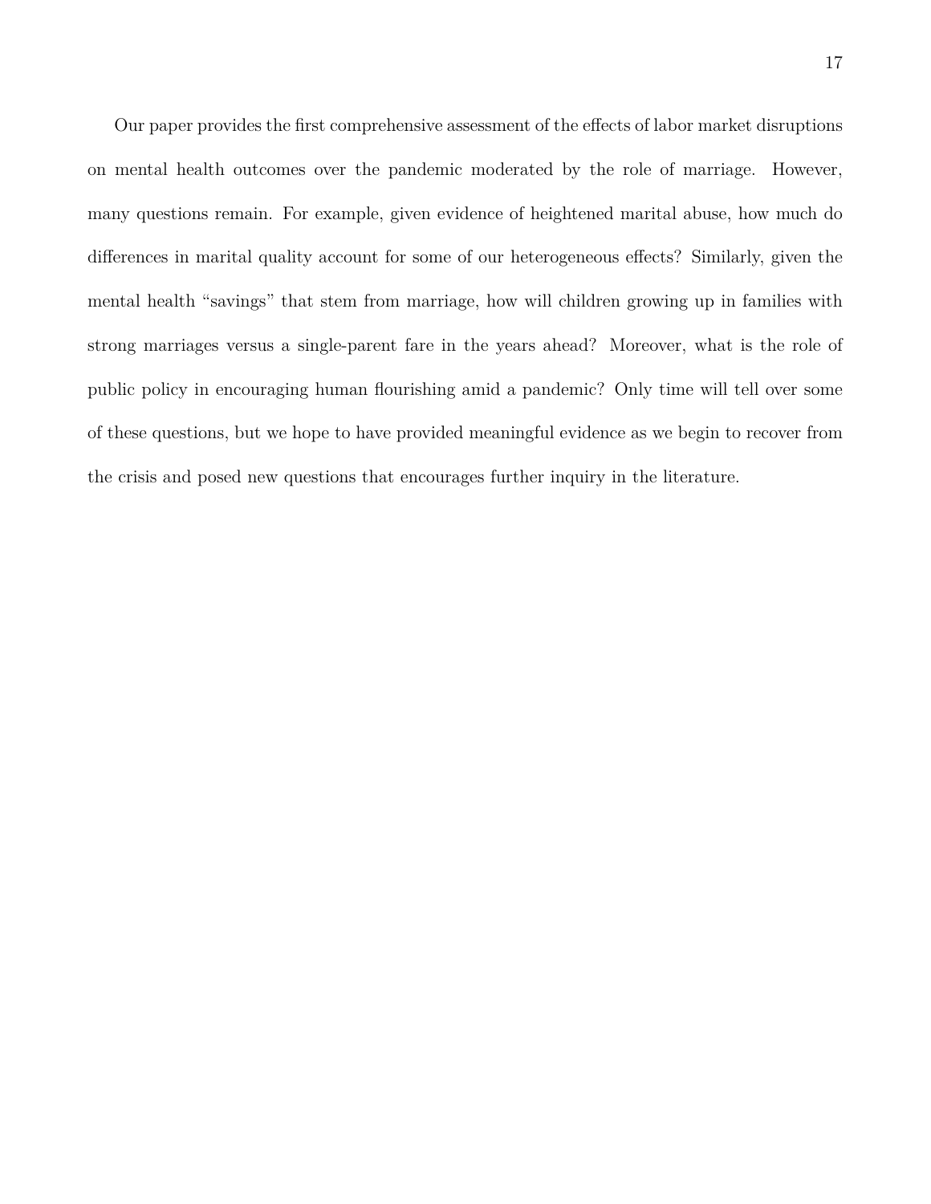Our paper provides the first comprehensive assessment of the effects of labor market disruptions on mental health outcomes over the pandemic moderated by the role of marriage. However, many questions remain. For example, given evidence of heightened marital abuse, how much do differences in marital quality account for some of our heterogeneous effects? Similarly, given the mental health "savings" that stem from marriage, how will children growing up in families with strong marriages versus a single-parent fare in the years ahead? Moreover, what is the role of public policy in encouraging human flourishing amid a pandemic? Only time will tell over some of these questions, but we hope to have provided meaningful evidence as we begin to recover from the crisis and posed new questions that encourages further inquiry in the literature.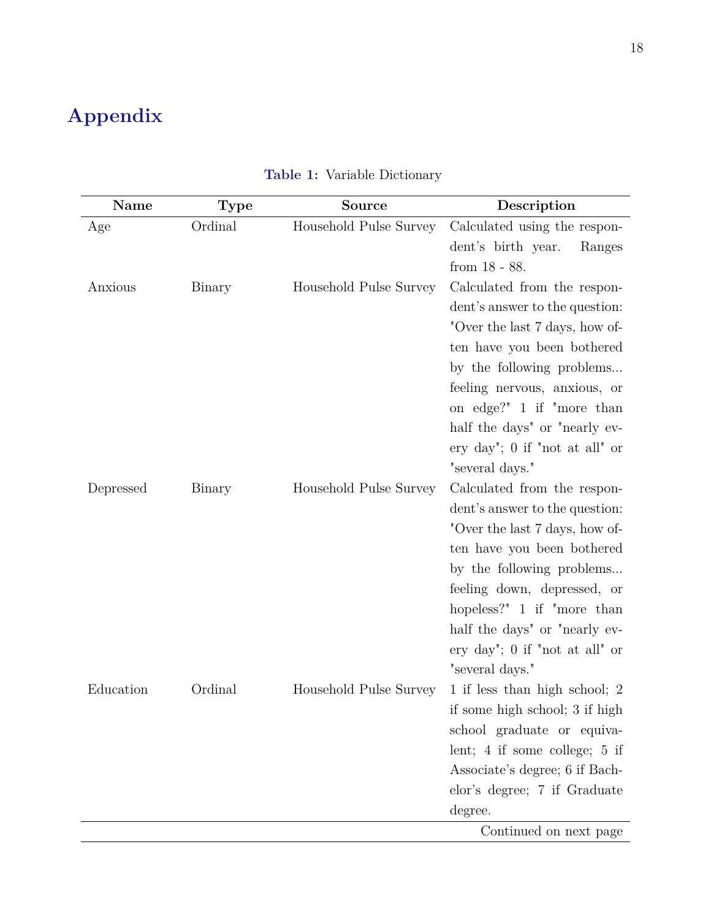# Appendix

**Table 1:** Variable Dictionary

| Name | Type | Source | Description |
|---|---|---|---|
| Age | Ordinal | Household Pulse Survey | Calculated using the respondent's birth year. Ranges from 18 - 88. |
| Anxious | Binary | Household Pulse Survey | Calculated from the respondent's answer to the question: "Over the last 7 days, how often have you been bothered by the following problems... feeling nervous, anxious, or on edge?" 1 if "more than half the days" or "nearly every day"; 0 if "not at all" or "several days." |
| Depressed | Binary | Household Pulse Survey | Calculated from the respondent's answer to the question: "Over the last 7 days, how often have you been bothered by the following problems... feeling down, depressed, or hopeless?" 1 if "more than half the days" or "nearly every day"; 0 if "not at all" or "several days." |
| Education | Ordinal | Household Pulse Survey | 1 if less than high school; 2 if some high school; 3 if high school graduate or equivalent; 4 if some college; 5 if Associate's degree; 6 if Bachelor's degree; 7 if Graduate degree. |

Continued on next page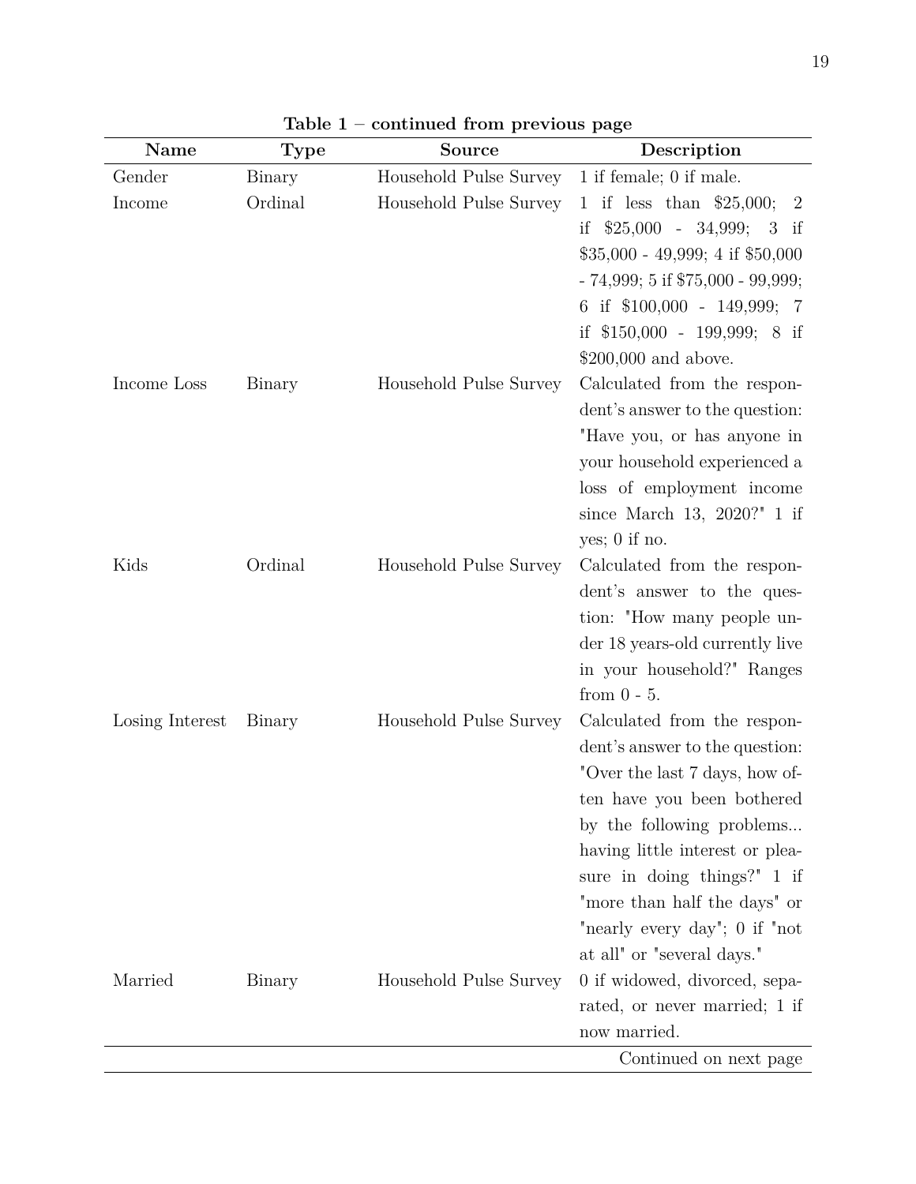**Table 1 – continued from previous page**

| Name | Type | Source | Description |
|---|---|---|---|
| Gender | Binary | Household Pulse Survey | 1 if female; 0 if male. |
| Income | Ordinal | Household Pulse Survey | 1 if less than $25,000; 2 if $25,000 - 34,999; 3 if $35,000 - 49,999; 4 if $50,000 - 74,999; 5 if $75,000 - 99,999; 6 if $100,000 - 149,999; 7 if $150,000 - 199,999; 8 if $200,000 and above. |
| Income Loss | Binary | Household Pulse Survey | Calculated from the respondent's answer to the question: "Have you, or has anyone in your household experienced a loss of employment income since March 13, 2020?" 1 if yes; 0 if no. |
| Kids | Ordinal | Household Pulse Survey | Calculated from the respondent's answer to the question: "How many people under 18 years-old currently live in your household?" Ranges from 0 - 5. |
| Losing Interest | Binary | Household Pulse Survey | Calculated from the respondent's answer to the question: "Over the last 7 days, how often have you been bothered by the following problems... having little interest or pleasure in doing things?" 1 if "more than half the days" or "nearly every day"; 0 if "not at all" or "several days." |
| Married | Binary | Household Pulse Survey | 0 if widowed, divorced, separated, or never married; 1 if now married. |
| | | | Continued on next page |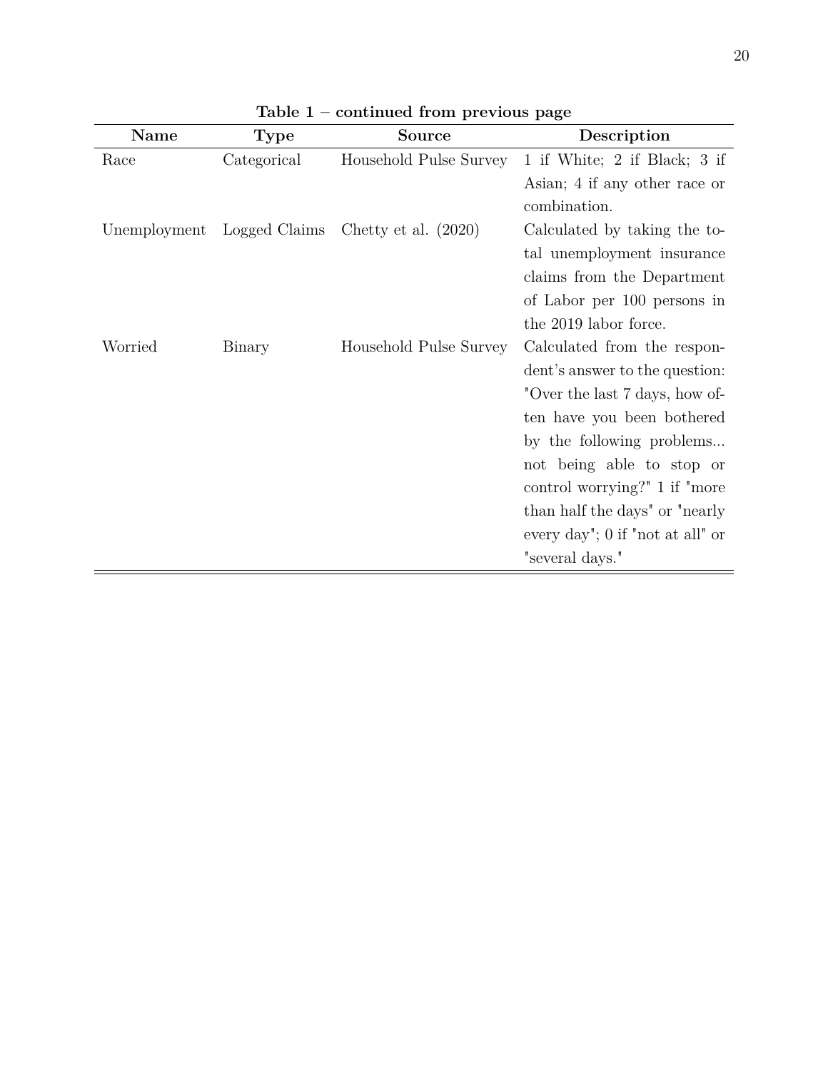**Table 1 – continued from previous page**

| Name | Type | Source | Description |
|---|---|---|---|
| Race | Categorical | Household Pulse Survey | 1 if White; 2 if Black; 3 if Asian; 4 if any other race or combination. |
| Unemployment | Logged Claims | Chetty et al. (2020) | Calculated by taking the total unemployment insurance claims from the Department of Labor per 100 persons in the 2019 labor force. |
| Worried | Binary | Household Pulse Survey | Calculated from the respondent's answer to the question: "Over the last 7 days, how often have you been bothered by the following problems... not being able to stop or control worrying?" 1 if "more than half the days" or "nearly every day"; 0 if "not at all" or "several days." |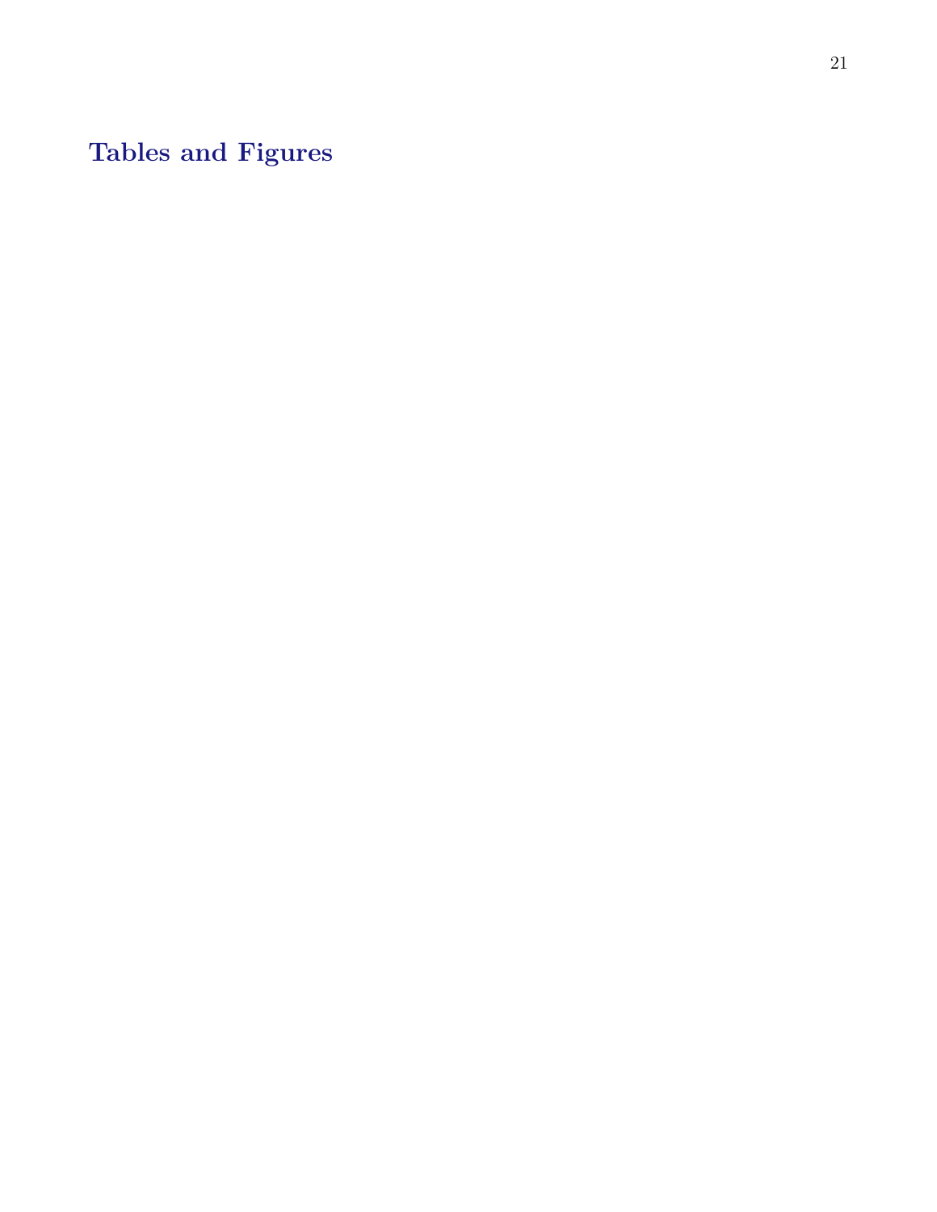# Tables and Figures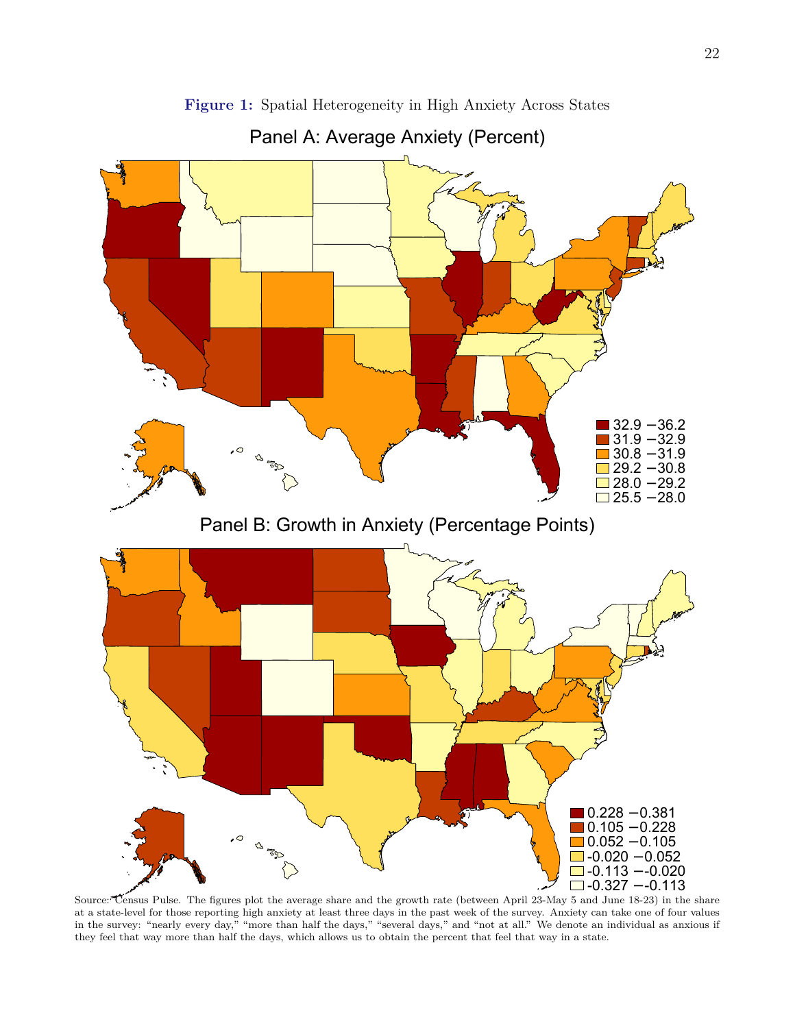**Figure 1:** Spatial Heterogeneity in High Anxiety Across States

Panel A: Average Anxiety (Percent)

Panel B: Growth in Anxiety (Percentage Points)

Source: Census Pulse. The figures plot the average share and the growth rate (between April 23-May 5 and June 18-23) in the share at a state-level for those reporting high anxiety at least three days in the past week of the survey. Anxiety can take one of four values in the survey: "nearly every day," "more than half the days," "several days," and "not at all." We denote an individual as anxious if they feel that way more than half the days, which allows us to obtain the percent that feel that way in a state.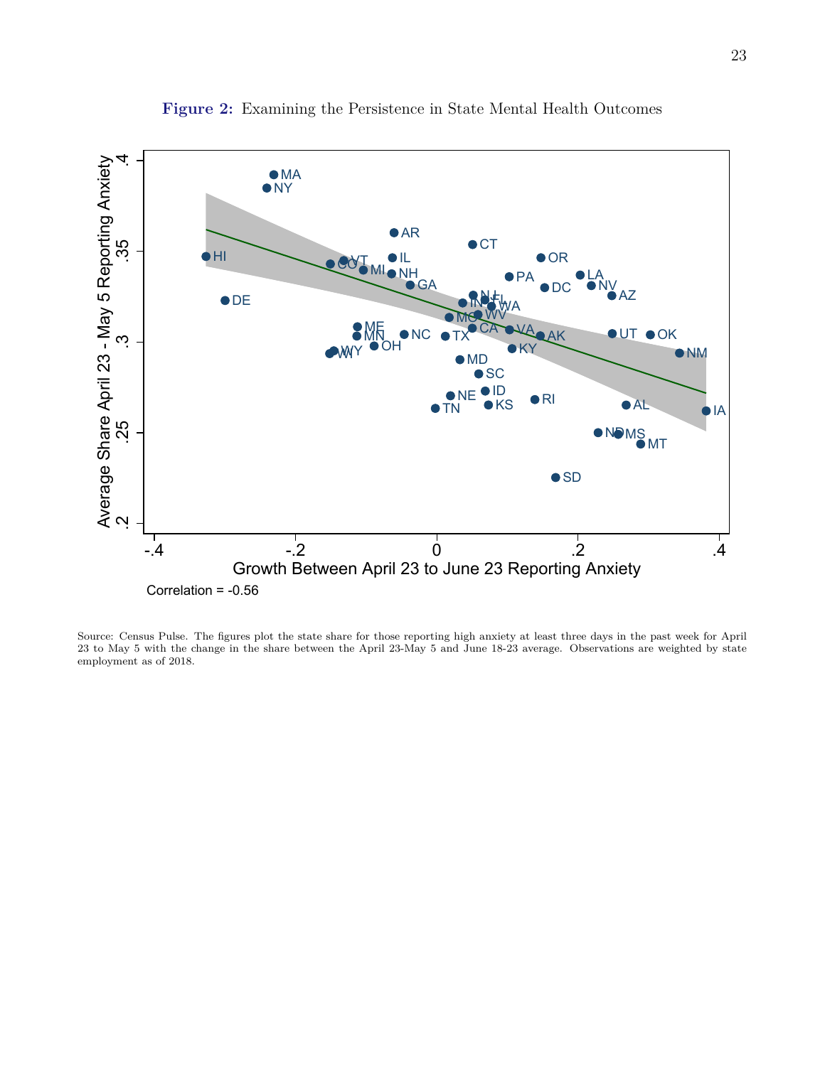**Figure 2:** Examining the Persistence in State Mental Health Outcomes

Correlation = -0.56

Source: Census Pulse. The figures plot the state share for those reporting high anxiety at least three days in the past week for April 23 to May 5 with the change in the share between the April 23-May 5 and June 18-23 average. Observations are weighted by state employment as of 2018.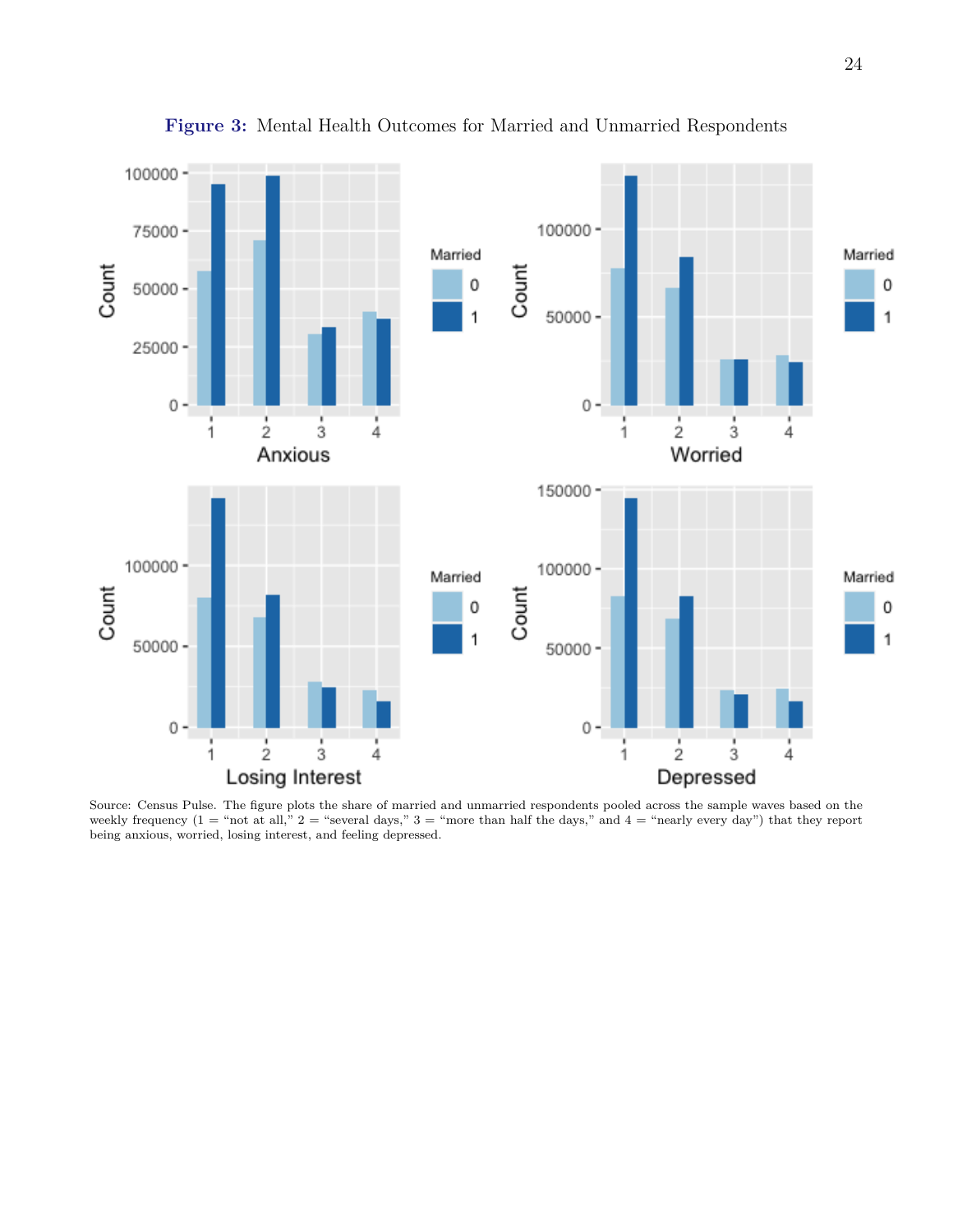**Figure 3:** Mental Health Outcomes for Married and Unmarried Respondents

Source: Census Pulse. The figure plots the share of married and unmarried respondents pooled across the sample waves based on the weekly frequency (1 = "not at all," 2 = "several days," 3 = "more than half the days," and 4 = "nearly every day") that they report being anxious, worried, losing interest, and feeling depressed.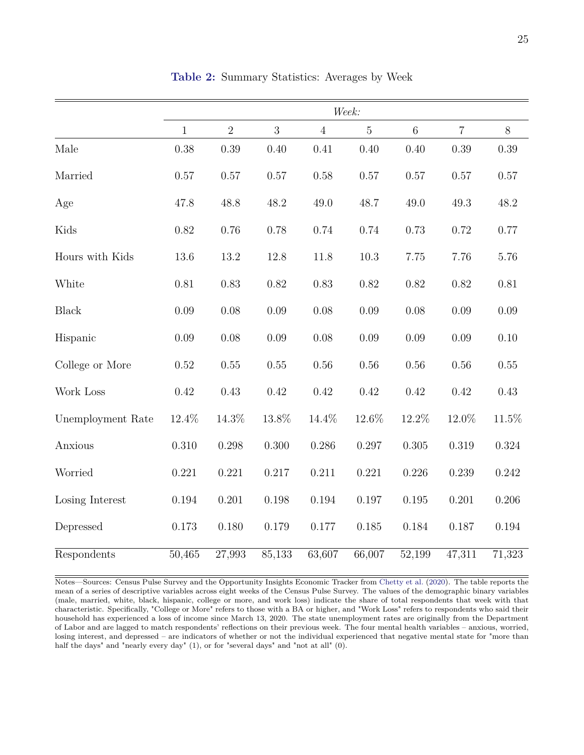**Table 2:** Summary Statistics: Averages by Week

| | *Week:* | | | | | | | |
|---|---|---|---|---|---|---|---|---|
| | 1 | 2 | 3 | 4 | 5 | 6 | 7 | 8 |
| Male | 0.38 | 0.39 | 0.40 | 0.41 | 0.40 | 0.40 | 0.39 | 0.39 |
| Married | 0.57 | 0.57 | 0.57 | 0.58 | 0.57 | 0.57 | 0.57 | 0.57 |
| Age | 47.8 | 48.8 | 48.2 | 49.0 | 48.7 | 49.0 | 49.3 | 48.2 |
| Kids | 0.82 | 0.76 | 0.78 | 0.74 | 0.74 | 0.73 | 0.72 | 0.77 |
| Hours with Kids | 13.6 | 13.2 | 12.8 | 11.8 | 10.3 | 7.75 | 7.76 | 5.76 |
| White | 0.81 | 0.83 | 0.82 | 0.83 | 0.82 | 0.82 | 0.82 | 0.81 |
| Black | 0.09 | 0.08 | 0.09 | 0.08 | 0.09 | 0.08 | 0.09 | 0.09 |
| Hispanic | 0.09 | 0.08 | 0.09 | 0.08 | 0.09 | 0.09 | 0.09 | 0.10 |
| College or More | 0.52 | 0.55 | 0.55 | 0.56 | 0.56 | 0.56 | 0.56 | 0.55 |
| Work Loss | 0.42 | 0.43 | 0.42 | 0.42 | 0.42 | 0.42 | 0.42 | 0.43 |
| Unemployment Rate | 12.4% | 14.3% | 13.8% | 14.4% | 12.6% | 12.2% | 12.0% | 11.5% |
| Anxious | 0.310 | 0.298 | 0.300 | 0.286 | 0.297 | 0.305 | 0.319 | 0.324 |
| Worried | 0.221 | 0.221 | 0.217 | 0.211 | 0.221 | 0.226 | 0.239 | 0.242 |
| Losing Interest | 0.194 | 0.201 | 0.198 | 0.194 | 0.197 | 0.195 | 0.201 | 0.206 |
| Depressed | 0.173 | 0.180 | 0.179 | 0.177 | 0.185 | 0.184 | 0.187 | 0.194 |
| Respondents | 50,465 | 27,993 | 85,133 | 63,607 | 66,007 | 52,199 | 47,311 | 71,323 |

Notes—Sources: Census Pulse Survey and the Opportunity Insights Economic Tracker from Chetty et al. (2020). The table reports the mean of a series of descriptive variables across eight weeks of the Census Pulse Survey. The values of the demographic binary variables (male, married, white, black, hispanic, college or more, and work loss) indicate the share of total respondents that week with that characteristic. Specifically, "College or More" refers to those with a BA or higher, and "Work Loss" refers to respondents who said their household has experienced a loss of income since March 13, 2020. The state unemployment rates are originally from the Department of Labor and are lagged to match respondents' reflections on their previous week. The four mental health variables – anxious, worried, losing interest, and depressed – are indicators of whether or not the individual experienced that negative mental state for "more than half the days" and "nearly every day" (1), or for "several days" and "not at all" (0).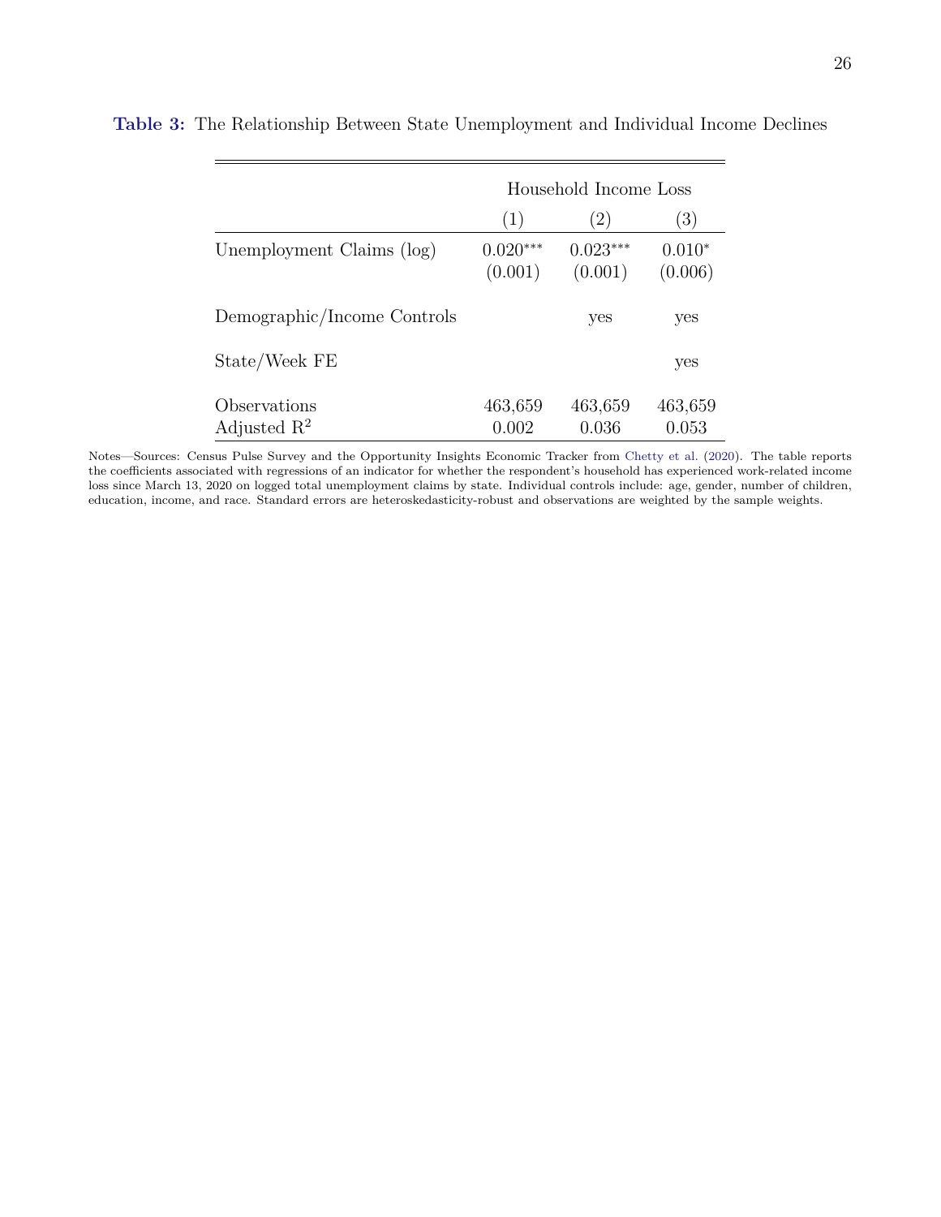**Table 3:** The Relationship Between State Unemployment and Individual Income Declines

| | Household Income Loss | | |
|---|---|---|---|
| | (1) | (2) | (3) |
| Unemployment Claims (log) | 0.020*** | 0.023*** | 0.010* |
| | (0.001) | (0.001) | (0.006) |
| Demographic/Income Controls | | yes | yes |
| State/Week FE | | | yes |
| Observations | 463,659 | 463,659 | 463,659 |
| Adjusted $R^2$ | 0.002 | 0.036 | 0.053 |

Notes—Sources: Census Pulse Survey and the Opportunity Insights Economic Tracker from Chetty et al. (2020). The table reports the coefficients associated with regressions of an indicator for whether the respondent's household has experienced work-related income loss since March 13, 2020 on logged total unemployment claims by state. Individual controls include: age, gender, number of children, education, income, and race. Standard errors are heteroskedasticity-robust and observations are weighted by the sample weights.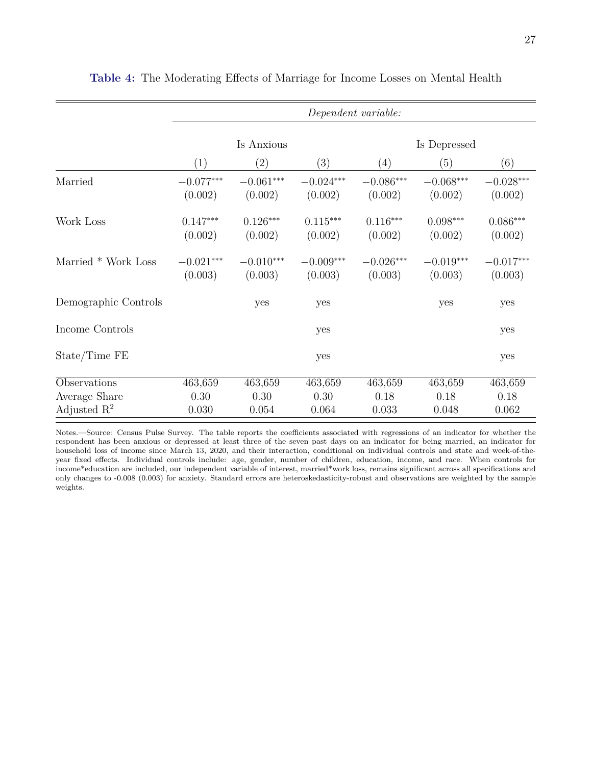**Table 4:** The Moderating Effects of Marriage for Income Losses on Mental Health

| | *Dependent variable:* | | | | | |
|---|---|---|---|---|---|---|
| | Is Anxious | | | Is Depressed | | |
| | (1) | (2) | (3) | (4) | (5) | (6) |
| Married | $-0.077^{***}$ | $-0.061^{***}$ | $-0.024^{***}$ | $-0.086^{***}$ | $-0.068^{***}$ | $-0.028^{***}$ |
| | (0.002) | (0.002) | (0.002) | (0.002) | (0.002) | (0.002) |
| Work Loss | $0.147^{***}$ | $0.126^{***}$ | $0.115^{***}$ | $0.116^{***}$ | $0.098^{***}$ | $0.086^{***}$ |
| | (0.002) | (0.002) | (0.002) | (0.002) | (0.002) | (0.002) |
| Married * Work Loss | $-0.021^{***}$ | $-0.010^{***}$ | $-0.009^{***}$ | $-0.026^{***}$ | $-0.019^{***}$ | $-0.017^{***}$ |
| | (0.003) | (0.003) | (0.003) | (0.003) | (0.003) | (0.003) |
| Demographic Controls | | yes | yes | | yes | yes |
| Income Controls | | | yes | | | yes |
| State/Time FE | | | yes | | | yes |
| Observations | 463,659 | 463,659 | 463,659 | 463,659 | 463,659 | 463,659 |
| Average Share | 0.30 | 0.30 | 0.30 | 0.18 | 0.18 | 0.18 |
| Adjusted $R^2$ | 0.030 | 0.054 | 0.064 | 0.033 | 0.048 | 0.062 |

Notes.—Source: Census Pulse Survey. The table reports the coefficients associated with regressions of an indicator for whether the respondent has been anxious or depressed at least three of the seven past days on an indicator for being married, an indicator for household loss of income since March 13, 2020, and their interaction, conditional on individual controls and state and week-of-the-year fixed effects. Individual controls include: age, gender, number of children, education, income, and race. When controls for income*education are included, our independent variable of interest, married*work loss, remains significant across all specifications and only changes to -0.008 (0.003) for anxiety. Standard errors are heteroskedasticity-robust and observations are weighted by the sample weights.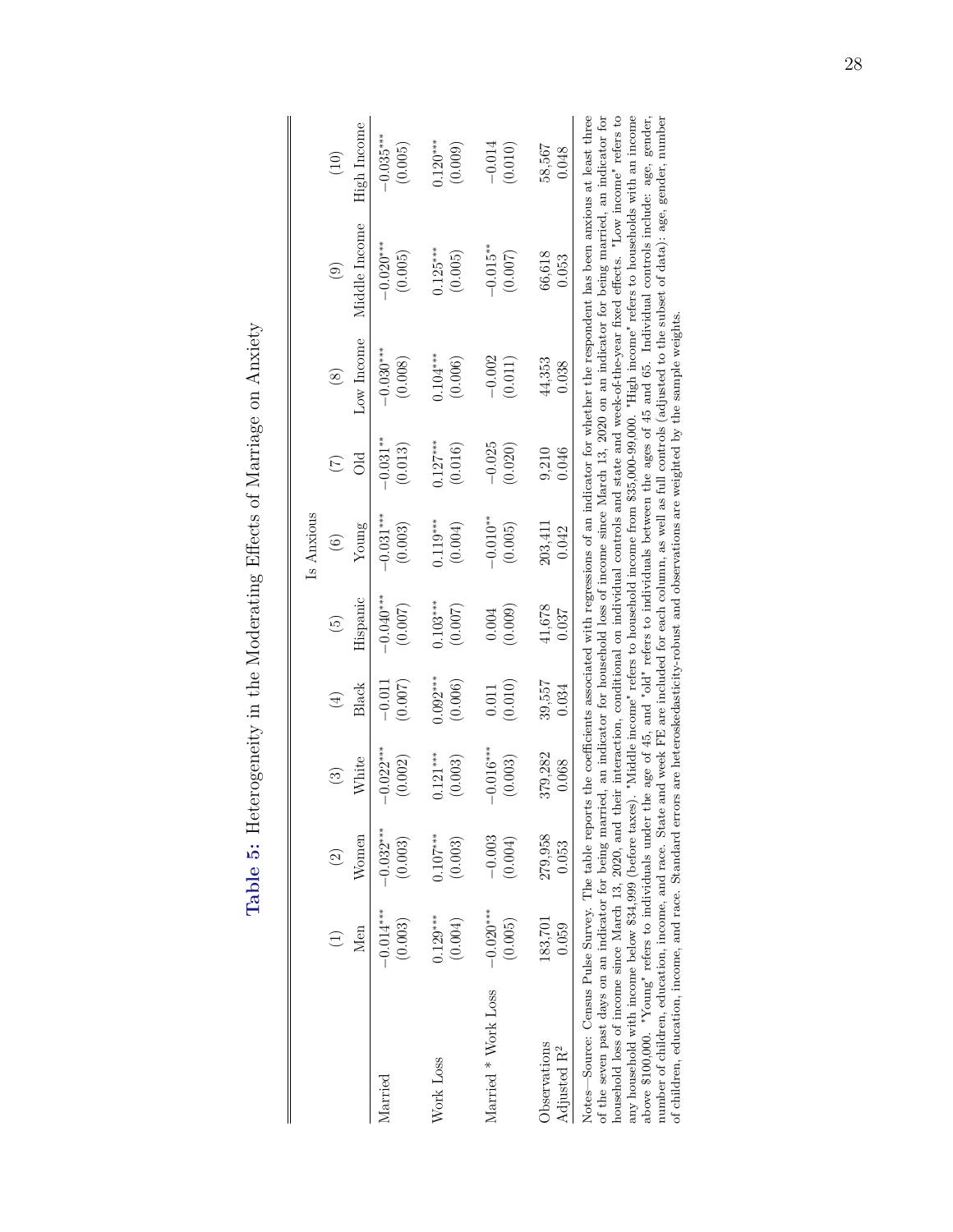**Table 5:** Heterogeneity in the Moderating Effects of Marriage on Anxiety

| | Is Anxious | | | | | | | | | |
|---|---|---|---|---|---|---|---|---|---|---|
| | (1) | (2) | (3) | (4) | (5) | (6) | (7) | (8) | (9) | (10) |
| | Men | Women | White | Black | Hispanic | Young | Old | Low Income | Middle Income | High Income |
| Married | −0.014*** | −0.032*** | −0.022*** | −0.011 | −0.040*** | −0.031*** | −0.031** | −0.030*** | −0.020*** | −0.035*** |
| | (0.003) | (0.003) | (0.002) | (0.007) | (0.007) | (0.003) | (0.013) | (0.008) | (0.005) | (0.005) |
| Work Loss | 0.129*** | 0.107*** | 0.121*** | 0.092*** | 0.103*** | 0.119*** | 0.127*** | 0.104*** | 0.125*** | 0.120*** |
| | (0.004) | (0.003) | (0.003) | (0.006) | (0.007) | (0.004) | (0.016) | (0.006) | (0.005) | (0.009) |
| Married * Work Loss | −0.020*** | −0.003 | −0.016*** | 0.011 | 0.004 | −0.010** | −0.025 | −0.002 | −0.015** | −0.014 |
| | (0.005) | (0.004) | (0.003) | (0.010) | (0.009) | (0.005) | (0.020) | (0.011) | (0.007) | (0.010) |
| Observations | 183,701 | 279,958 | 379,282 | 39,557 | 41,678 | 203,411 | 9,210 | 44,353 | 66,618 | 58,567 |
| Adjusted $R^2$ | 0.059 | 0.053 | 0.068 | 0.034 | 0.037 | 0.042 | 0.046 | 0.038 | 0.053 | 0.048 |

Notes—Source: Census Pulse Survey. The table reports the coefficients associated with regressions of an indicator for whether the respondent has been anxious at least three of the seven past days on an indicator for being married, an indicator for household loss of income since March 13, 2020 on an indicator for being married, an indicator for household loss of income since March 13, 2020, and their interaction, conditional on individual controls and state and week-of-the-year fixed effects. "Low income" refers to any household with income below $34,999 (before taxes). "Middle income" refers to household income from $35,000-99,000. "High income" refers to households with an income above $100,000. "Young" refers to individuals under the age of 45, and "old" refers to individuals between the ages of 45 and 65. Individual controls include: age, gender, number of children, education, income, and race. State and week FE are included for each column, as well as full controls (adjusted to the subset of data): age, gender, number of children, education, income, and race. Standard errors are heteroskedasticity-robust and observations are weighted by the sample weights.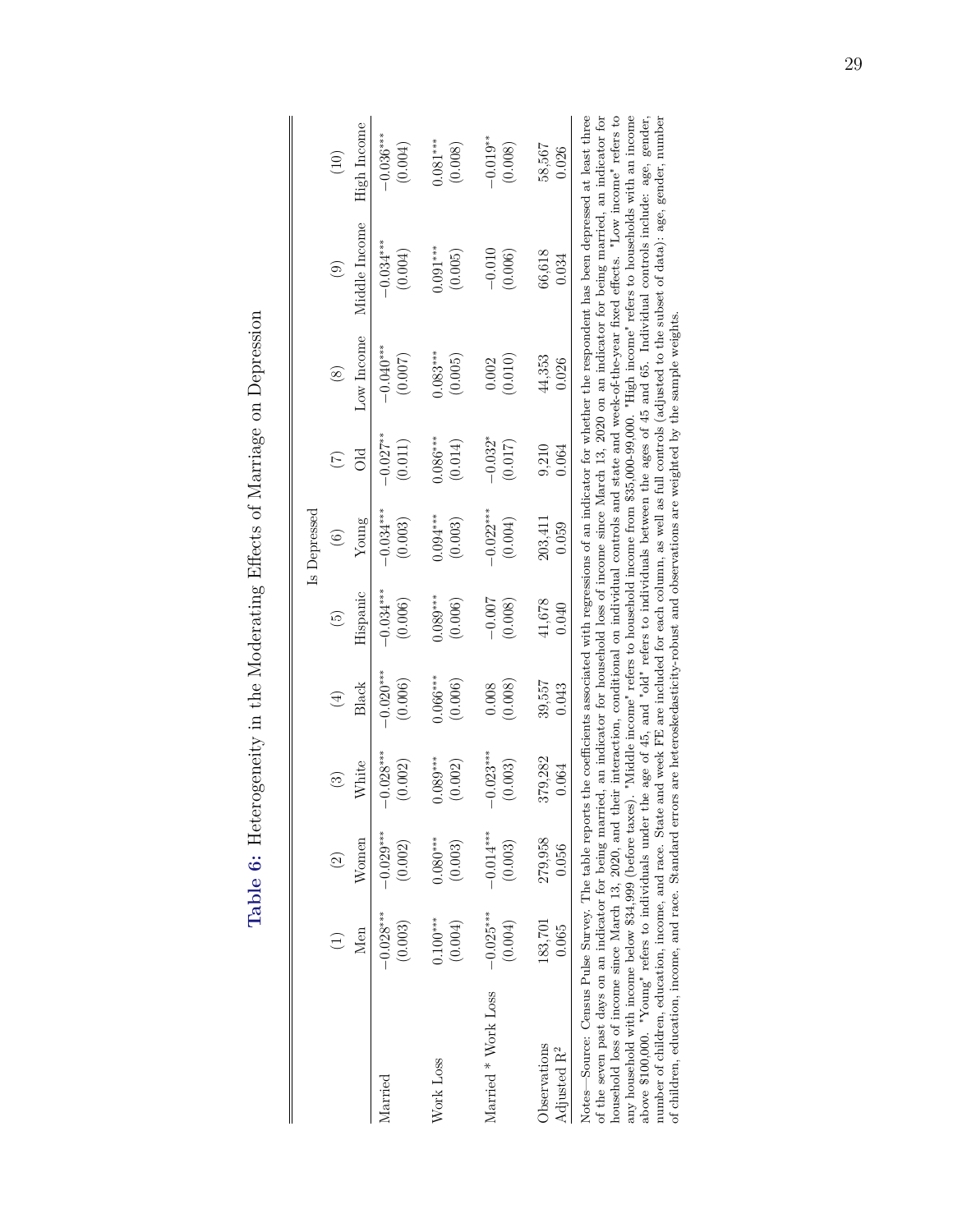**Table 6:** Heterogeneity in the Moderating Effects of Marriage on Depression

| | Is Depressed | | | | | | | | | |
|---|---|---|---|---|---|---|---|---|---|---|
| | (1) | (2) | (3) | (4) | (5) | (6) | (7) | (8) | (9) | (10) |
| | Men | Women | White | Black | Hispanic | Young | Old | Low Income | Middle Income | High Income |
| Married | −0.028*** | −0.029*** | −0.028*** | −0.020*** | −0.034*** | −0.034*** | −0.027** | −0.040*** | −0.034*** | −0.036*** |
| | (0.003) | (0.002) | (0.002) | (0.006) | (0.006) | (0.003) | (0.011) | (0.007) | (0.004) | (0.004) |
| Work Loss | 0.100*** | 0.080*** | 0.089*** | 0.066*** | 0.089*** | 0.094*** | 0.086*** | 0.083*** | 0.091*** | 0.081*** |
| | (0.004) | (0.003) | (0.002) | (0.006) | (0.006) | (0.003) | (0.014) | (0.005) | (0.005) | (0.008) |
| Married * Work Loss | −0.025*** | −0.014*** | −0.023*** | 0.008 | −0.007 | −0.022*** | −0.032* | 0.002 | −0.010 | −0.019** |
| | (0.004) | (0.003) | (0.003) | (0.008) | (0.008) | (0.004) | (0.017) | (0.010) | (0.006) | (0.008) |
| Observations | 183,701 | 279,958 | 379,282 | 39,557 | 41,678 | 203,411 | 9,210 | 44,353 | 66,618 | 58,567 |
| Adjusted $R^2$ | 0.065 | 0.056 | 0.064 | 0.043 | 0.040 | 0.059 | 0.064 | 0.026 | 0.034 | 0.026 |

Notes—Source: Census Pulse Survey. The table reports the coefficients associated with regressions of an indicator for whether the respondent has been depressed at least three of the seven past days on an indicator for being married, an indicator for household loss of income since March 13, 2020 on an indicator for being married, an indicator for household loss of income since March 13, 2020, and their interaction, conditional on individual controls and state and week-of-the-year fixed effects. "Low income" refers to any household with income below $34,999 (before taxes). "Middle income" refers to household income from $35,000-99,000. "High income" refers to households with an income above $100,000. "Young" refers to individuals under the age of 45, and "old" refers to individuals between the ages of 45 and 65. Individual controls include: age, gender, number of children, education, income, and race. State and week FE are included for each column, as well as full controls (adjusted to the subset of data): age, gender, number of children, education, income, and race. Standard errors are heteroskedasticity-robust and observations are weighted by the sample weights.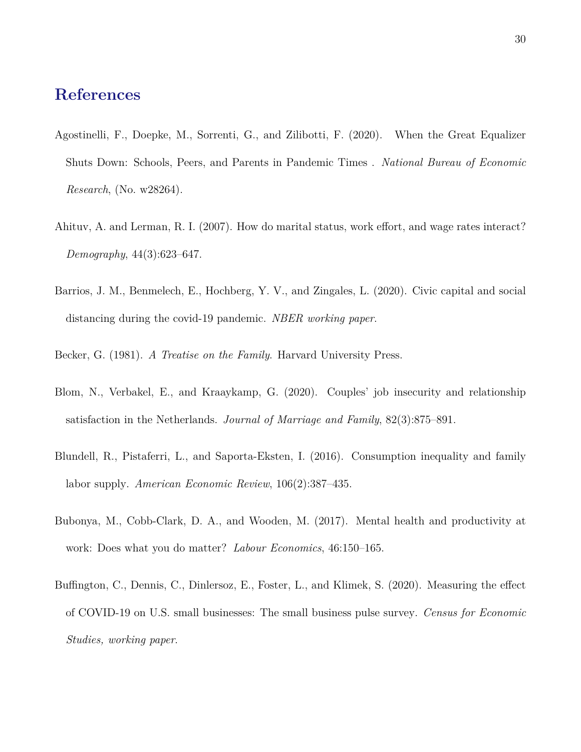# References

Agostinelli, F., Doepke, M., Sorrenti, G., and Zilibotti, F. (2020). When the Great Equalizer Shuts Down: Schools, Peers, and Parents in Pandemic Times . *National Bureau of Economic Research*, (No. w28264).

Ahituv, A. and Lerman, R. I. (2007). How do marital status, work effort, and wage rates interact? *Demography*, 44(3):623–647.

Barrios, J. M., Benmelech, E., Hochberg, Y. V., and Zingales, L. (2020). Civic capital and social distancing during the covid-19 pandemic. *NBER working paper*.

Becker, G. (1981). *A Treatise on the Family*. Harvard University Press.

Blom, N., Verbakel, E., and Kraaykamp, G. (2020). Couples' job insecurity and relationship satisfaction in the Netherlands. *Journal of Marriage and Family*, 82(3):875–891.

Blundell, R., Pistaferri, L., and Saporta-Eksten, I. (2016). Consumption inequality and family labor supply. *American Economic Review*, 106(2):387–435.

Bubonya, M., Cobb-Clark, D. A., and Wooden, M. (2017). Mental health and productivity at work: Does what you do matter? *Labour Economics*, 46:150–165.

Buffington, C., Dennis, C., Dinlersoz, E., Foster, L., and Klimek, S. (2020). Measuring the effect of COVID-19 on U.S. small businesses: The small business pulse survey. *Census for Economic Studies, working paper*.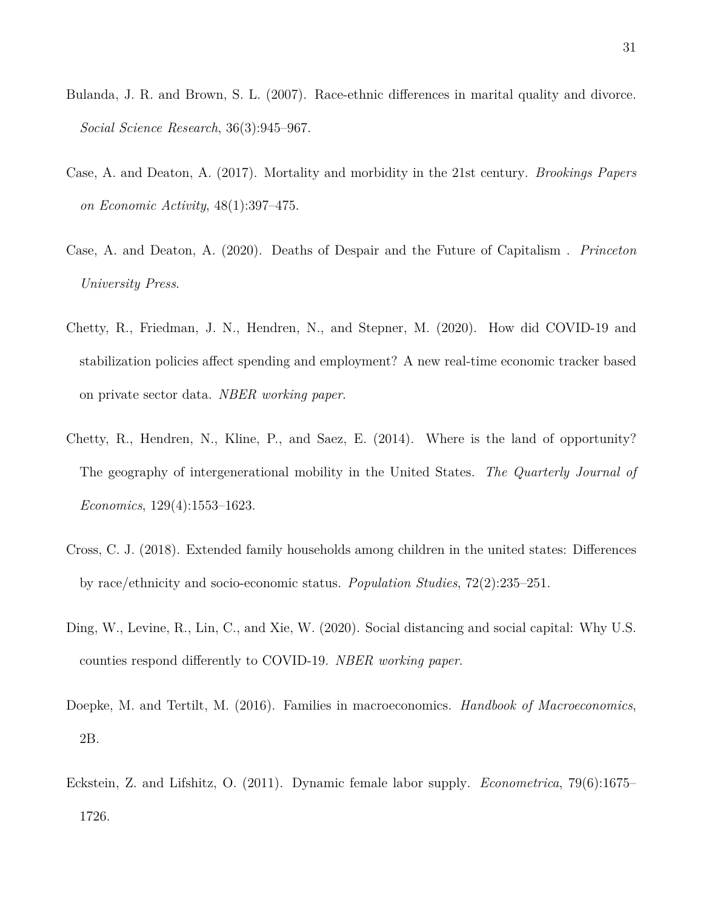Bulanda, J. R. and Brown, S. L. (2007). Race-ethnic differences in marital quality and divorce. *Social Science Research*, 36(3):945–967.

Case, A. and Deaton, A. (2017). Mortality and morbidity in the 21st century. *Brookings Papers on Economic Activity*, 48(1):397–475.

Case, A. and Deaton, A. (2020). Deaths of Despair and the Future of Capitalism . *Princeton University Press*.

Chetty, R., Friedman, J. N., Hendren, N., and Stepner, M. (2020). How did COVID-19 and stabilization policies affect spending and employment? A new real-time economic tracker based on private sector data. *NBER working paper*.

Chetty, R., Hendren, N., Kline, P., and Saez, E. (2014). Where is the land of opportunity? The geography of intergenerational mobility in the United States. *The Quarterly Journal of Economics*, 129(4):1553–1623.

Cross, C. J. (2018). Extended family households among children in the united states: Differences by race/ethnicity and socio-economic status. *Population Studies*, 72(2):235–251.

Ding, W., Levine, R., Lin, C., and Xie, W. (2020). Social distancing and social capital: Why U.S. counties respond differently to COVID-19. *NBER working paper*.

Doepke, M. and Tertilt, M. (2016). Families in macroeconomics. *Handbook of Macroeconomics*, 2B.

Eckstein, Z. and Lifshitz, O. (2011). Dynamic female labor supply. *Econometrica*, 79(6):1675–1726.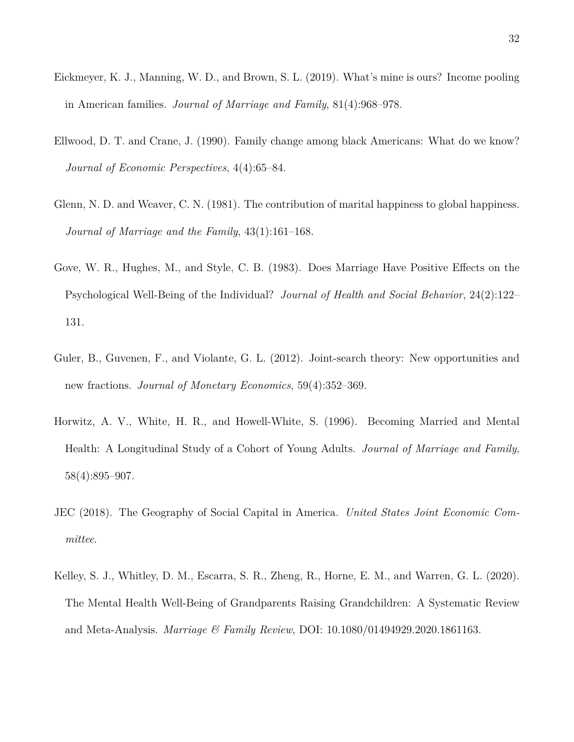Eickmeyer, K. J., Manning, W. D., and Brown, S. L. (2019). What's mine is ours? Income pooling in American families. *Journal of Marriage and Family*, 81(4):968–978.

Ellwood, D. T. and Crane, J. (1990). Family change among black Americans: What do we know? *Journal of Economic Perspectives*, 4(4):65–84.

Glenn, N. D. and Weaver, C. N. (1981). The contribution of marital happiness to global happiness. *Journal of Marriage and the Family*, 43(1):161–168.

Gove, W. R., Hughes, M., and Style, C. B. (1983). Does Marriage Have Positive Effects on the Psychological Well-Being of the Individual? *Journal of Health and Social Behavior*, 24(2):122–131.

Guler, B., Guvenen, F., and Violante, G. L. (2012). Joint-search theory: New opportunities and new fractions. *Journal of Monetary Economics*, 59(4):352–369.

Horwitz, A. V., White, H. R., and Howell-White, S. (1996). Becoming Married and Mental Health: A Longitudinal Study of a Cohort of Young Adults. *Journal of Marriage and Family*, 58(4):895–907.

JEC (2018). The Geography of Social Capital in America. *United States Joint Economic Committee.*

Kelley, S. J., Whitley, D. M., Escarra, S. R., Zheng, R., Horne, E. M., and Warren, G. L. (2020). The Mental Health Well-Being of Grandparents Raising Grandchildren: A Systematic Review and Meta-Analysis. *Marriage & Family Review*, DOI: 10.1080/01494929.2020.1861163.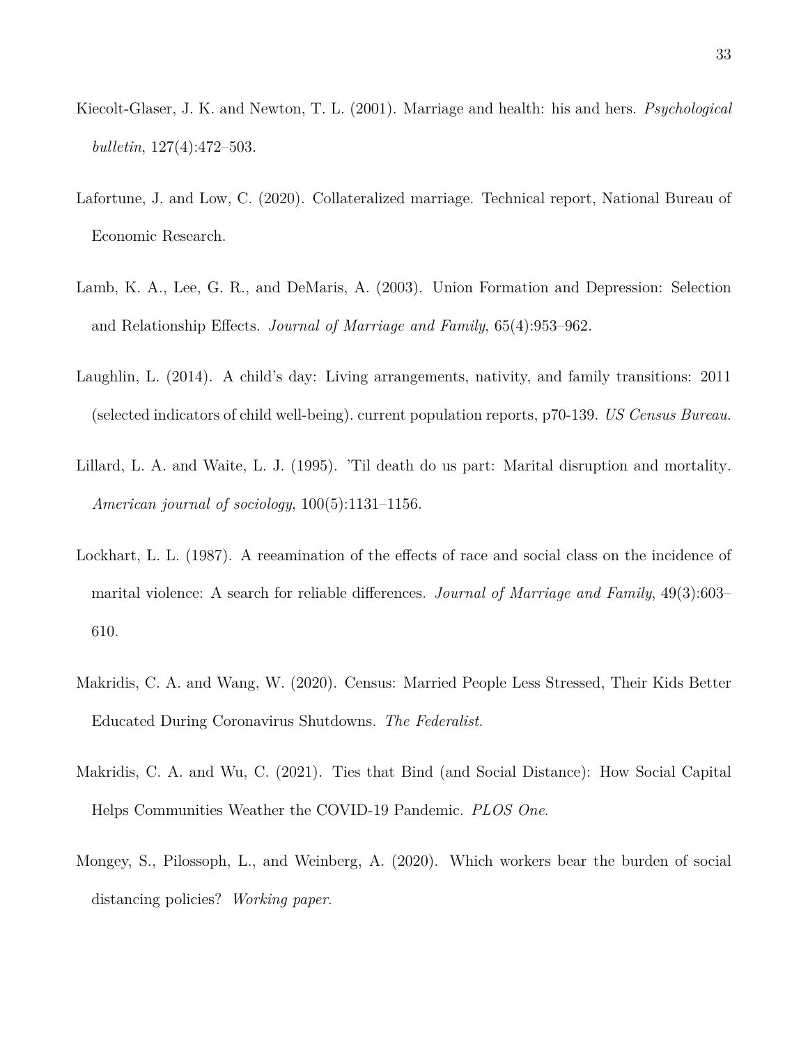Kiecolt-Glaser, J. K. and Newton, T. L. (2001). Marriage and health: his and hers. *Psychological bulletin*, 127(4):472–503.

Lafortune, J. and Low, C. (2020). Collateralized marriage. Technical report, National Bureau of Economic Research.

Lamb, K. A., Lee, G. R., and DeMaris, A. (2003). Union Formation and Depression: Selection and Relationship Effects. *Journal of Marriage and Family*, 65(4):953–962.

Laughlin, L. (2014). A child's day: Living arrangements, nativity, and family transitions: 2011 (selected indicators of child well-being). current population reports, p70-139. *US Census Bureau*.

Lillard, L. A. and Waite, L. J. (1995). 'Til death do us part: Marital disruption and mortality. *American journal of sociology*, 100(5):1131–1156.

Lockhart, L. L. (1987). A reeamination of the effects of race and social class on the incidence of marital violence: A search for reliable differences. *Journal of Marriage and Family*, 49(3):603–610.

Makridis, C. A. and Wang, W. (2020). Census: Married People Less Stressed, Their Kids Better Educated During Coronavirus Shutdowns. *The Federalist*.

Makridis, C. A. and Wu, C. (2021). Ties that Bind (and Social Distance): How Social Capital Helps Communities Weather the COVID-19 Pandemic. *PLOS One*.

Mongey, S., Pilossoph, L., and Weinberg, A. (2020). Which workers bear the burden of social distancing policies? *Working paper*.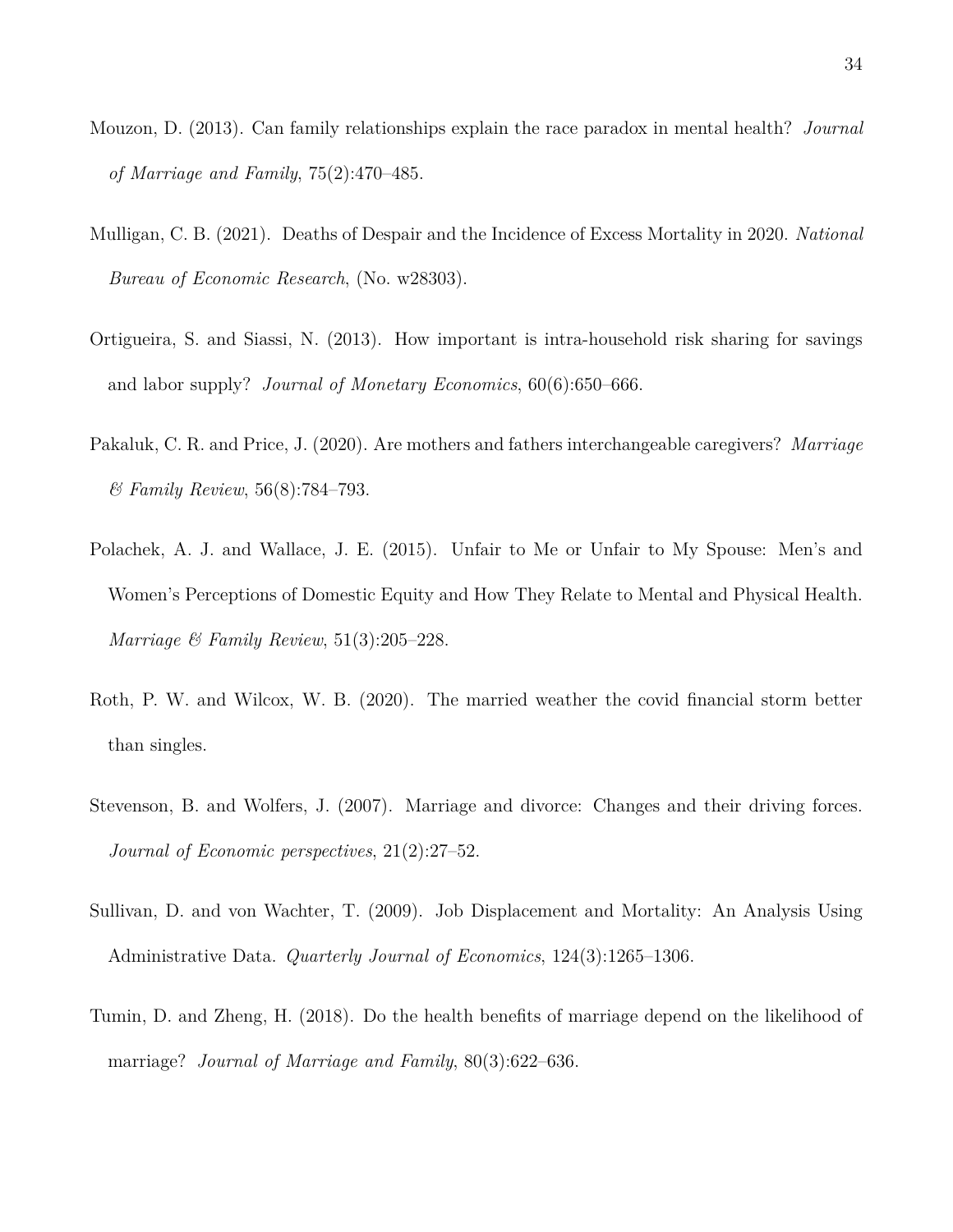Mouzon, D. (2013). Can family relationships explain the race paradox in mental health? *Journal of Marriage and Family*, 75(2):470–485.

Mulligan, C. B. (2021). Deaths of Despair and the Incidence of Excess Mortality in 2020. *National Bureau of Economic Research*, (No. w28303).

Ortigueira, S. and Siassi, N. (2013). How important is intra-household risk sharing for savings and labor supply? *Journal of Monetary Economics*, 60(6):650–666.

Pakaluk, C. R. and Price, J. (2020). Are mothers and fathers interchangeable caregivers? *Marriage & Family Review*, 56(8):784–793.

Polachek, A. J. and Wallace, J. E. (2015). Unfair to Me or Unfair to My Spouse: Men's and Women's Perceptions of Domestic Equity and How They Relate to Mental and Physical Health. *Marriage & Family Review*, 51(3):205–228.

Roth, P. W. and Wilcox, W. B. (2020). The married weather the covid financial storm better than singles.

Stevenson, B. and Wolfers, J. (2007). Marriage and divorce: Changes and their driving forces. *Journal of Economic perspectives*, 21(2):27–52.

Sullivan, D. and von Wachter, T. (2009). Job Displacement and Mortality: An Analysis Using Administrative Data. *Quarterly Journal of Economics*, 124(3):1265–1306.

Tumin, D. and Zheng, H. (2018). Do the health benefits of marriage depend on the likelihood of marriage? *Journal of Marriage and Family*, 80(3):622–636.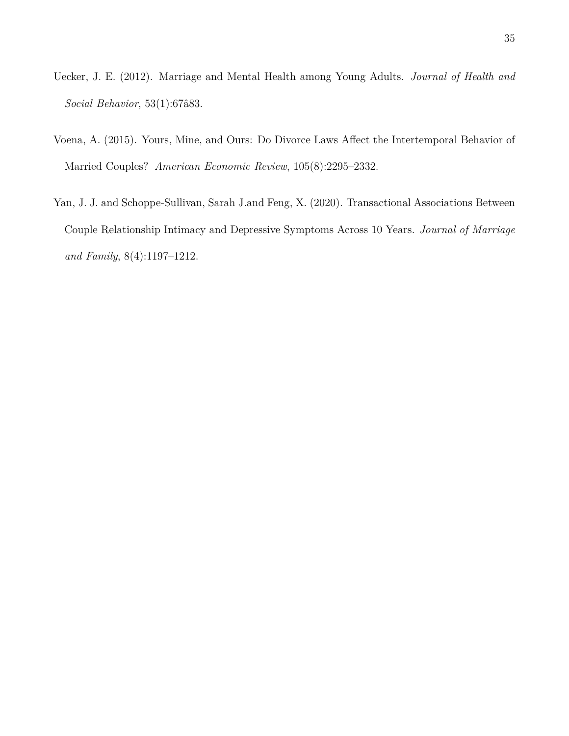Uecker, J. E. (2012). Marriage and Mental Health among Young Adults. *Journal of Health and Social Behavior*, 53(1):67â83.

Voena, A. (2015). Yours, Mine, and Ours: Do Divorce Laws Affect the Intertemporal Behavior of Married Couples? *American Economic Review*, 105(8):2295–2332.

Yan, J. J. and Schoppe-Sullivan, Sarah J.and Feng, X. (2020). Transactional Associations Between Couple Relationship Intimacy and Depressive Symptoms Across 10 Years. *Journal of Marriage and Family*, 8(4):1197–1212.